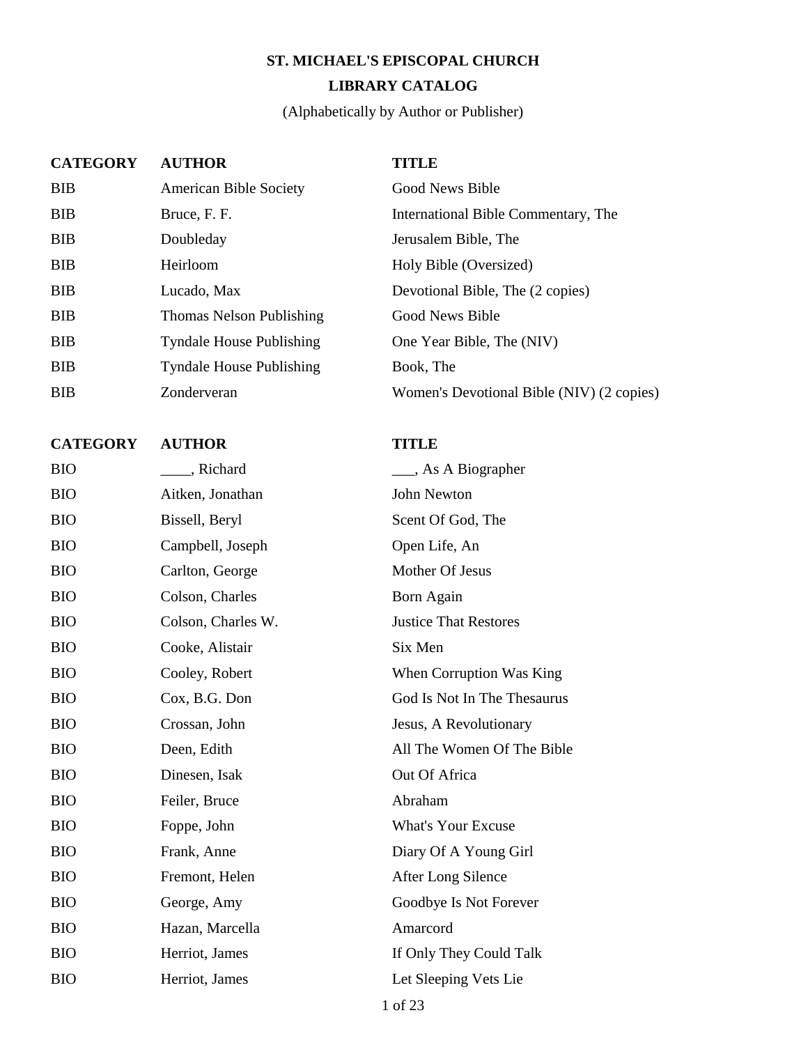**ST. MICHAEL'S EPISCOPAL CHURCH**

**LIBRARY CATALOG**

(Alphabetically by Author or Publisher)

| CATEGORY | AUTHOR | TITLE |
|---|---|---|
| BIB | American Bible Society | Good News Bible |
| BIB | Bruce, F. F. | International Bible Commentary, The |
| BIB | Doubleday | Jerusalem Bible, The |
| BIB | Heirloom | Holy Bible (Oversized) |
| BIB | Lucado, Max | Devotional Bible, The (2 copies) |
| BIB | Thomas Nelson Publishing | Good News Bible |
| BIB | Tyndale House Publishing | One Year Bible, The (NIV) |
| BIB | Tyndale House Publishing | Book, The |
| BIB | Zonderveran | Women's Devotional Bible (NIV) (2 copies) |

| CATEGORY | AUTHOR | TITLE |
|---|---|---|
| BIO | ____, Richard | ___, As A Biographer |
| BIO | Aitken, Jonathan | John Newton |
| BIO | Bissell, Beryl | Scent Of God, The |
| BIO | Campbell, Joseph | Open Life, An |
| BIO | Carlton, George | Mother Of Jesus |
| BIO | Colson, Charles | Born Again |
| BIO | Colson, Charles W. | Justice That Restores |
| BIO | Cooke, Alistair | Six Men |
| BIO | Cooley, Robert | When Corruption Was King |
| BIO | Cox, B.G. Don | God Is Not In The Thesaurus |
| BIO | Crossan, John | Jesus, A Revolutionary |
| BIO | Deen, Edith | All The Women Of The Bible |
| BIO | Dinesen, Isak | Out Of Africa |
| BIO | Feiler, Bruce | Abraham |
| BIO | Foppe, John | What's Your Excuse |
| BIO | Frank, Anne | Diary Of A Young Girl |
| BIO | Fremont, Helen | After Long Silence |
| BIO | George, Amy | Goodbye Is Not Forever |
| BIO | Hazan, Marcella | Amarcord |
| BIO | Herriot, James | If Only They Could Talk |
| BIO | Herriot, James | Let Sleeping Vets Lie |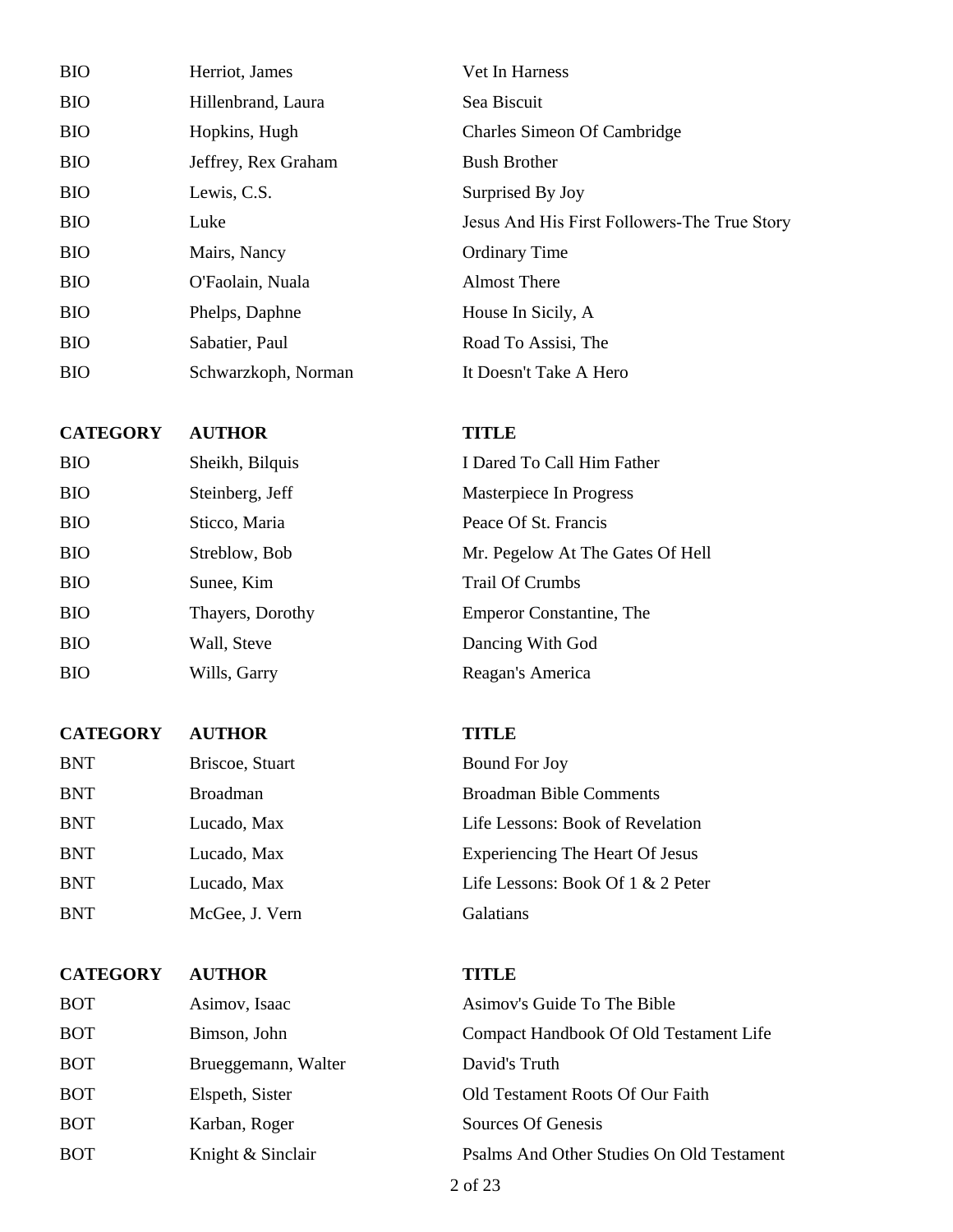| | | |
|---|---|---|
| BIO | Herriot, James | Vet In Harness |
| BIO | Hillenbrand, Laura | Sea Biscuit |
| BIO | Hopkins, Hugh | Charles Simeon Of Cambridge |
| BIO | Jeffrey, Rex Graham | Bush Brother |
| BIO | Lewis, C.S. | Surprised By Joy |
| BIO | Luke | Jesus And His First Followers-The True Story |
| BIO | Mairs, Nancy | Ordinary Time |
| BIO | O'Faolain, Nuala | Almost There |
| BIO | Phelps, Daphne | House In Sicily, A |
| BIO | Sabatier, Paul | Road To Assisi, The |
| BIO | Schwarzkoph, Norman | It Doesn't Take A Hero |

| CATEGORY | AUTHOR | TITLE |
|---|---|---|
| BIO | Sheikh, Bilquis | I Dared To Call Him Father |
| BIO | Steinberg, Jeff | Masterpiece In Progress |
| BIO | Sticco, Maria | Peace Of St. Francis |
| BIO | Streblow, Bob | Mr. Pegelow At The Gates Of Hell |
| BIO | Sunee, Kim | Trail Of Crumbs |
| BIO | Thayers, Dorothy | Emperor Constantine, The |
| BIO | Wall, Steve | Dancing With God |
| BIO | Wills, Garry | Reagan's America |

| CATEGORY | AUTHOR | TITLE |
|---|---|---|
| BNT | Briscoe, Stuart | Bound For Joy |
| BNT | Broadman | Broadman Bible Comments |
| BNT | Lucado, Max | Life Lessons: Book of Revelation |
| BNT | Lucado, Max | Experiencing The Heart Of Jesus |
| BNT | Lucado, Max | Life Lessons: Book Of 1 & 2 Peter |
| BNT | McGee, J. Vern | Galatians |

| CATEGORY | AUTHOR | TITLE |
|---|---|---|
| BOT | Asimov, Isaac | Asimov's Guide To The Bible |
| BOT | Bimson, John | Compact Handbook Of Old Testament Life |
| BOT | Brueggemann, Walter | David's Truth |
| BOT | Elspeth, Sister | Old Testament Roots Of Our Faith |
| BOT | Karban, Roger | Sources Of Genesis |
| BOT | Knight & Sinclair | Psalms And Other Studies On Old Testament |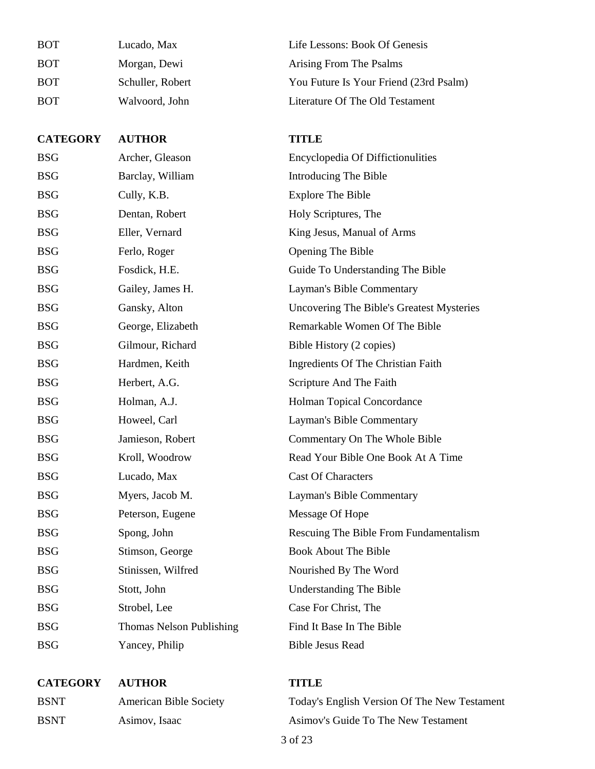| | | |
|---|---|---|
| BOT | Lucado, Max | Life Lessons: Book Of Genesis |
| BOT | Morgan, Dewi | Arising From The Psalms |
| BOT | Schuller, Robert | You Future Is Your Friend (23rd Psalm) |
| BOT | Walvoord, John | Literature Of The Old Testament |

| CATEGORY | AUTHOR | TITLE |
|---|---|---|
| BSG | Archer, Gleason | Encyclopedia Of Diffictionulities |
| BSG | Barclay, William | Introducing The Bible |
| BSG | Cully, K.B. | Explore The Bible |
| BSG | Dentan, Robert | Holy Scriptures, The |
| BSG | Eller, Vernard | King Jesus, Manual of Arms |
| BSG | Ferlo, Roger | Opening The Bible |
| BSG | Fosdick, H.E. | Guide To Understanding The Bible |
| BSG | Gailey, James H. | Layman's Bible Commentary |
| BSG | Gansky, Alton | Uncovering The Bible's Greatest Mysteries |
| BSG | George, Elizabeth | Remarkable Women Of The Bible |
| BSG | Gilmour, Richard | Bible History (2 copies) |
| BSG | Hardmen, Keith | Ingredients Of The Christian Faith |
| BSG | Herbert, A.G. | Scripture And The Faith |
| BSG | Holman, A.J. | Holman Topical Concordance |
| BSG | Howeel, Carl | Layman's Bible Commentary |
| BSG | Jamieson, Robert | Commentary On The Whole Bible |
| BSG | Kroll, Woodrow | Read Your Bible One Book At A Time |
| BSG | Lucado, Max | Cast Of Characters |
| BSG | Myers, Jacob M. | Layman's Bible Commentary |
| BSG | Peterson, Eugene | Message Of Hope |
| BSG | Spong, John | Rescuing The Bible From Fundamentalism |
| BSG | Stimson, George | Book About The Bible |
| BSG | Stinissen, Wilfred | Nourished By The Word |
| BSG | Stott, John | Understanding The Bible |
| BSG | Strobel, Lee | Case For Christ, The |
| BSG | Thomas Nelson Publishing | Find It Base In The Bible |
| BSG | Yancey, Philip | Bible Jesus Read |

| CATEGORY | AUTHOR | TITLE |
|---|---|---|
| BSNT | American Bible Society | Today's English Version Of The New Testament |
| BSNT | Asimov, Isaac | Asimov's Guide To The New Testament |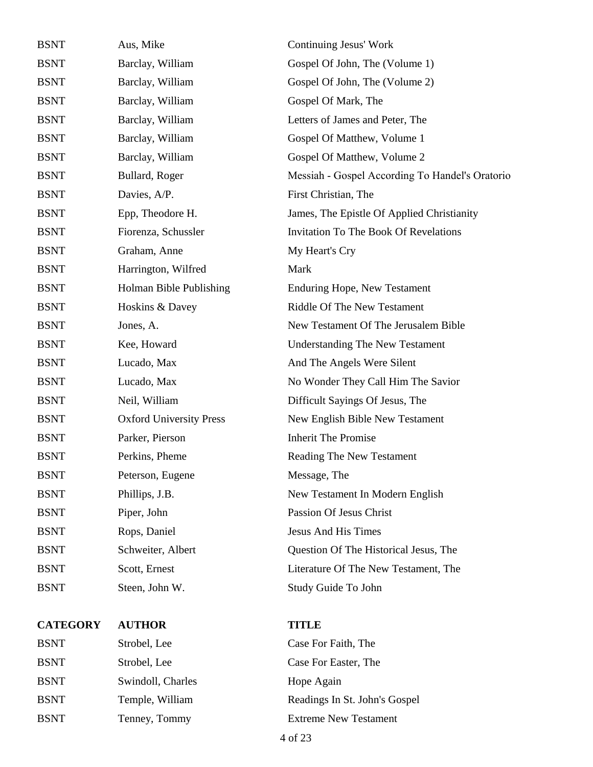| | | |
|---|---|---|
| BSNT | Aus, Mike | Continuing Jesus' Work |
| BSNT | Barclay, William | Gospel Of John, The (Volume 1) |
| BSNT | Barclay, William | Gospel Of John, The (Volume 2) |
| BSNT | Barclay, William | Gospel Of Mark, The |
| BSNT | Barclay, William | Letters of James and Peter, The |
| BSNT | Barclay, William | Gospel Of Matthew, Volume 1 |
| BSNT | Barclay, William | Gospel Of Matthew, Volume 2 |
| BSNT | Bullard, Roger | Messiah - Gospel According To Handel's Oratorio |
| BSNT | Davies, A/P. | First Christian, The |
| BSNT | Epp, Theodore H. | James, The Epistle Of Applied Christianity |
| BSNT | Fiorenza, Schussler | Invitation To The Book Of Revelations |
| BSNT | Graham, Anne | My Heart's Cry |
| BSNT | Harrington, Wilfred | Mark |
| BSNT | Holman Bible Publishing | Enduring Hope, New Testament |
| BSNT | Hoskins & Davey | Riddle Of The New Testament |
| BSNT | Jones, A. | New Testament Of The Jerusalem Bible |
| BSNT | Kee, Howard | Understanding The New Testament |
| BSNT | Lucado, Max | And The Angels Were Silent |
| BSNT | Lucado, Max | No Wonder They Call Him The Savior |
| BSNT | Neil, William | Difficult Sayings Of Jesus, The |
| BSNT | Oxford University Press | New English Bible New Testament |
| BSNT | Parker, Pierson | Inherit The Promise |
| BSNT | Perkins, Pheme | Reading The New Testament |
| BSNT | Peterson, Eugene | Message, The |
| BSNT | Phillips, J.B. | New Testament In Modern English |
| BSNT | Piper, John | Passion Of Jesus Christ |
| BSNT | Rops, Daniel | Jesus And His Times |
| BSNT | Schweiter, Albert | Question Of The Historical Jesus, The |
| BSNT | Scott, Ernest | Literature Of The New Testament, The |
| BSNT | Steen, John W. | Study Guide To John |

| **CATEGORY** | **AUTHOR** | **TITLE** |
|---|---|---|
| BSNT | Strobel, Lee | Case For Faith, The |
| BSNT | Strobel, Lee | Case For Easter, The |
| BSNT | Swindoll, Charles | Hope Again |
| BSNT | Temple, William | Readings In St. John's Gospel |
| BSNT | Tenney, Tommy | Extreme New Testament |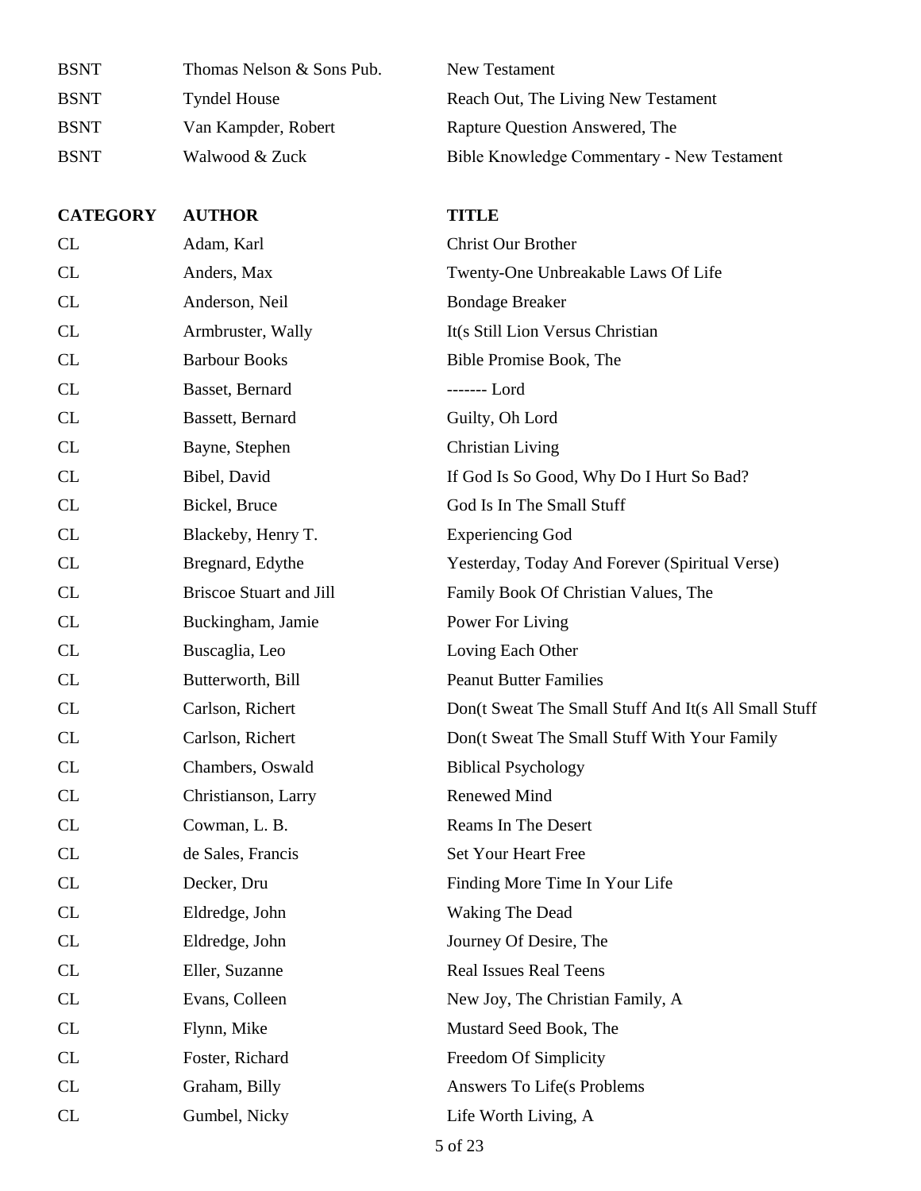| | | |
|---|---|---|
| BSNT | Thomas Nelson & Sons Pub. | New Testament |
| BSNT | Tyndel House | Reach Out, The Living New Testament |
| BSNT | Van Kampder, Robert | Rapture Question Answered, The |
| BSNT | Walwood & Zuck | Bible Knowledge Commentary - New Testament |

| **CATEGORY** | **AUTHOR** | **TITLE** |
|---|---|---|
| CL | Adam, Karl | Christ Our Brother |
| CL | Anders, Max | Twenty-One Unbreakable Laws Of Life |
| CL | Anderson, Neil | Bondage Breaker |
| CL | Armbruster, Wally | It(s Still Lion Versus Christian |
| CL | Barbour Books | Bible Promise Book, The |
| CL | Basset, Bernard | ------- Lord |
| CL | Bassett, Bernard | Guilty, Oh Lord |
| CL | Bayne, Stephen | Christian Living |
| CL | Bibel, David | If God Is So Good, Why Do I Hurt So Bad? |
| CL | Bickel, Bruce | God Is In The Small Stuff |
| CL | Blackeby, Henry T. | Experiencing God |
| CL | Bregnard, Edythe | Yesterday, Today And Forever (Spiritual Verse) |
| CL | Briscoe Stuart and Jill | Family Book Of Christian Values, The |
| CL | Buckingham, Jamie | Power For Living |
| CL | Buscaglia, Leo | Loving Each Other |
| CL | Butterworth, Bill | Peanut Butter Families |
| CL | Carlson, Richert | Don(t Sweat The Small Stuff And It(s All Small Stuff |
| CL | Carlson, Richert | Don(t Sweat The Small Stuff With Your Family |
| CL | Chambers, Oswald | Biblical Psychology |
| CL | Christianson, Larry | Renewed Mind |
| CL | Cowman, L. B. | Reams In The Desert |
| CL | de Sales, Francis | Set Your Heart Free |
| CL | Decker, Dru | Finding More Time In Your Life |
| CL | Eldredge, John | Waking The Dead |
| CL | Eldredge, John | Journey Of Desire, The |
| CL | Eller, Suzanne | Real Issues Real Teens |
| CL | Evans, Colleen | New Joy, The Christian Family, A |
| CL | Flynn, Mike | Mustard Seed Book, The |
| CL | Foster, Richard | Freedom Of Simplicity |
| CL | Graham, Billy | Answers To Life(s Problems |
| CL | Gumbel, Nicky | Life Worth Living, A |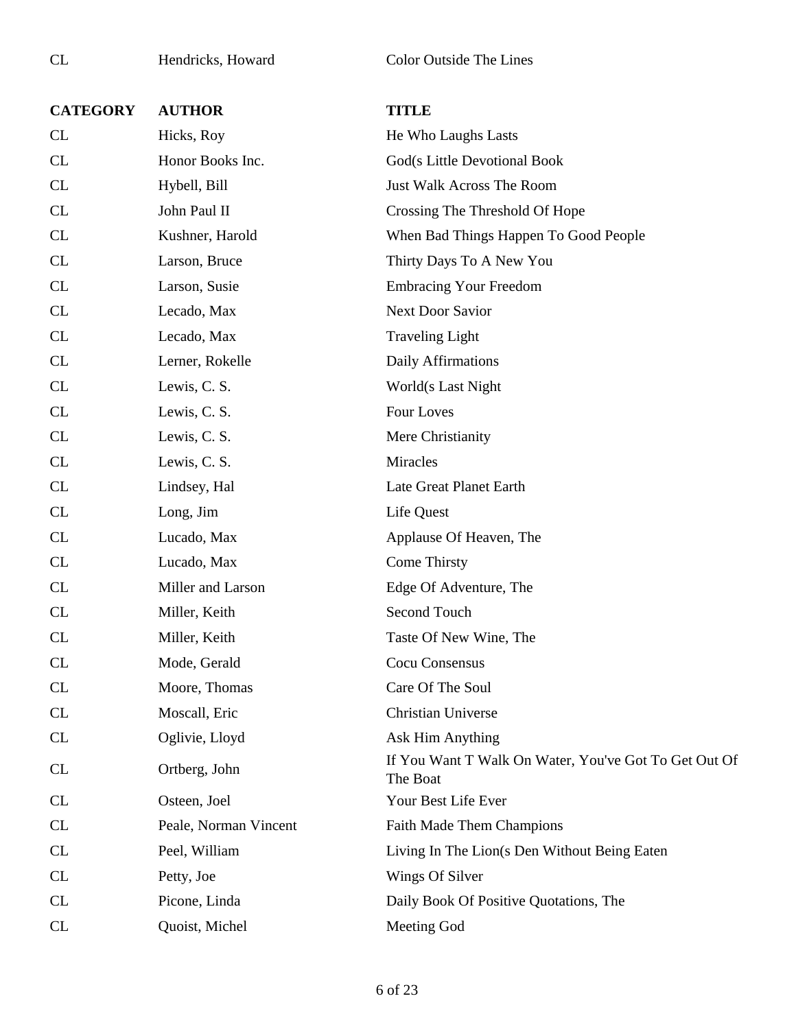| CL | Hendricks, Howard | Color Outside The Lines |
|---|---|---|

| CATEGORY | AUTHOR | TITLE |
|---|---|---|
| CL | Hicks, Roy | He Who Laughs Lasts |
| CL | Honor Books Inc. | God(s Little Devotional Book |
| CL | Hybell, Bill | Just Walk Across The Room |
| CL | John Paul II | Crossing The Threshold Of Hope |
| CL | Kushner, Harold | When Bad Things Happen To Good People |
| CL | Larson, Bruce | Thirty Days To A New You |
| CL | Larson, Susie | Embracing Your Freedom |
| CL | Lecado, Max | Next Door Savior |
| CL | Lecado, Max | Traveling Light |
| CL | Lerner, Rokelle | Daily Affirmations |
| CL | Lewis, C. S. | World(s Last Night |
| CL | Lewis, C. S. | Four Loves |
| CL | Lewis, C. S. | Mere Christianity |
| CL | Lewis, C. S. | Miracles |
| CL | Lindsey, Hal | Late Great Planet Earth |
| CL | Long, Jim | Life Quest |
| CL | Lucado, Max | Applause Of Heaven, The |
| CL | Lucado, Max | Come Thirsty |
| CL | Miller and Larson | Edge Of Adventure, The |
| CL | Miller, Keith | Second Touch |
| CL | Miller, Keith | Taste Of New Wine, The |
| CL | Mode, Gerald | Cocu Consensus |
| CL | Moore, Thomas | Care Of The Soul |
| CL | Moscall, Eric | Christian Universe |
| CL | Oglivie, Lloyd | Ask Him Anything |
| CL | Ortberg, John | If You Want T Walk On Water, You've Got To Get Out Of The Boat |
| CL | Osteen, Joel | Your Best Life Ever |
| CL | Peale, Norman Vincent | Faith Made Them Champions |
| CL | Peel, William | Living In The Lion(s Den Without Being Eaten |
| CL | Petty, Joe | Wings Of Silver |
| CL | Picone, Linda | Daily Book Of Positive Quotations, The |
| CL | Quoist, Michel | Meeting God |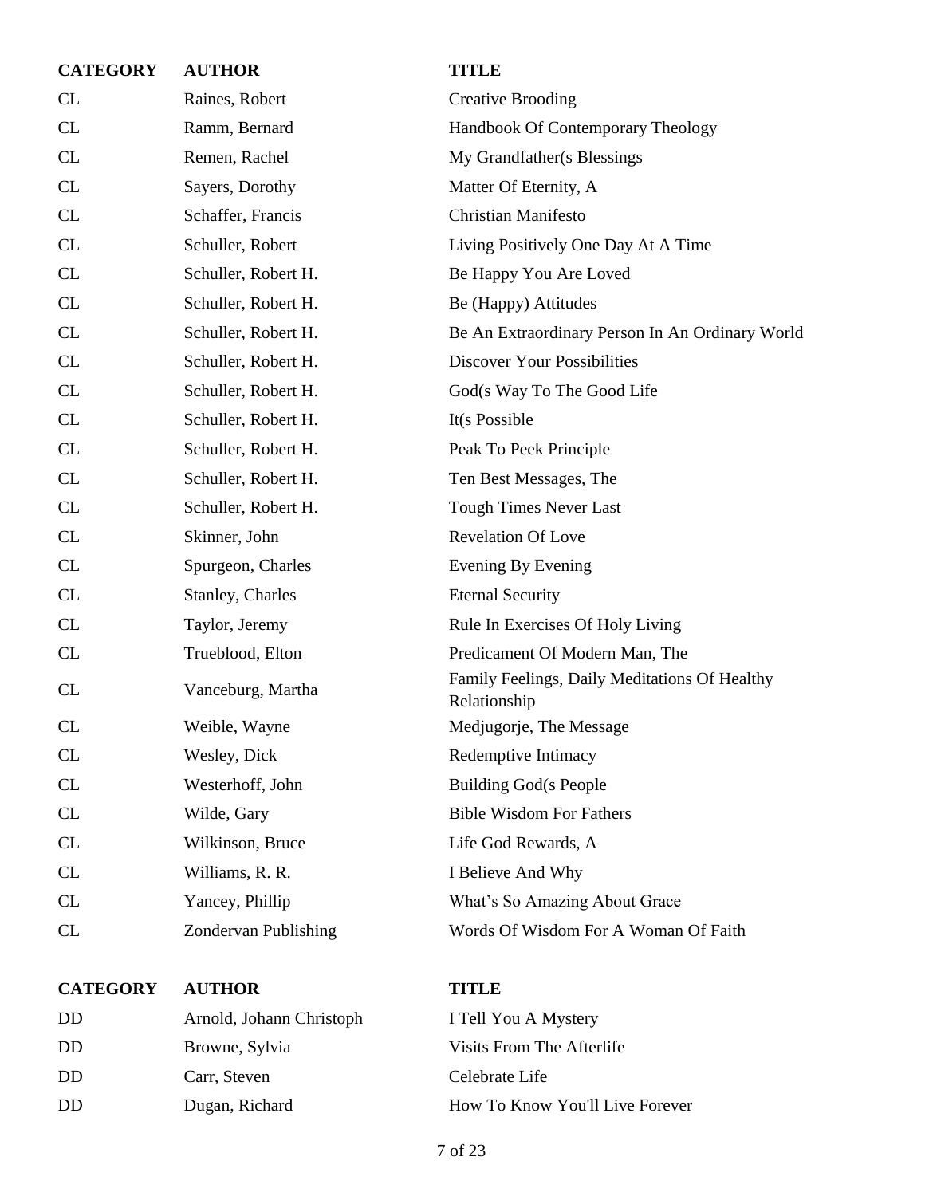| CATEGORY | AUTHOR | TITLE |
| --- | --- | --- |
| CL | Raines, Robert | Creative Brooding |
| CL | Ramm, Bernard | Handbook Of Contemporary Theology |
| CL | Remen, Rachel | My Grandfather(s Blessings |
| CL | Sayers, Dorothy | Matter Of Eternity, A |
| CL | Schaffer, Francis | Christian Manifesto |
| CL | Schuller, Robert | Living Positively One Day At A Time |
| CL | Schuller, Robert H. | Be Happy You Are Loved |
| CL | Schuller, Robert H. | Be (Happy) Attitudes |
| CL | Schuller, Robert H. | Be An Extraordinary Person In An Ordinary World |
| CL | Schuller, Robert H. | Discover Your Possibilities |
| CL | Schuller, Robert H. | God(s Way To The Good Life |
| CL | Schuller, Robert H. | It(s Possible |
| CL | Schuller, Robert H. | Peak To Peek Principle |
| CL | Schuller, Robert H. | Ten Best Messages, The |
| CL | Schuller, Robert H. | Tough Times Never Last |
| CL | Skinner, John | Revelation Of Love |
| CL | Spurgeon, Charles | Evening By Evening |
| CL | Stanley, Charles | Eternal Security |
| CL | Taylor, Jeremy | Rule In Exercises Of Holy Living |
| CL | Trueblood, Elton | Predicament Of Modern Man, The |
| CL | Vanceburg, Martha | Family Feelings, Daily Meditations Of Healthy Relationship |
| CL | Weible, Wayne | Medjugorje, The Message |
| CL | Wesley, Dick | Redemptive Intimacy |
| CL | Westerhoff, John | Building God(s People |
| CL | Wilde, Gary | Bible Wisdom For Fathers |
| CL | Wilkinson, Bruce | Life God Rewards, A |
| CL | Williams, R. R. | I Believe And Why |
| CL | Yancey, Phillip | What's So Amazing About Grace |
| CL | Zondervan Publishing | Words Of Wisdom For A Woman Of Faith |

| CATEGORY | AUTHOR | TITLE |
| --- | --- | --- |
| DD | Arnold, Johann Christoph | I Tell You A Mystery |
| DD | Browne, Sylvia | Visits From The Afterlife |
| DD | Carr, Steven | Celebrate Life |
| DD | Dugan, Richard | How To Know You'll Live Forever |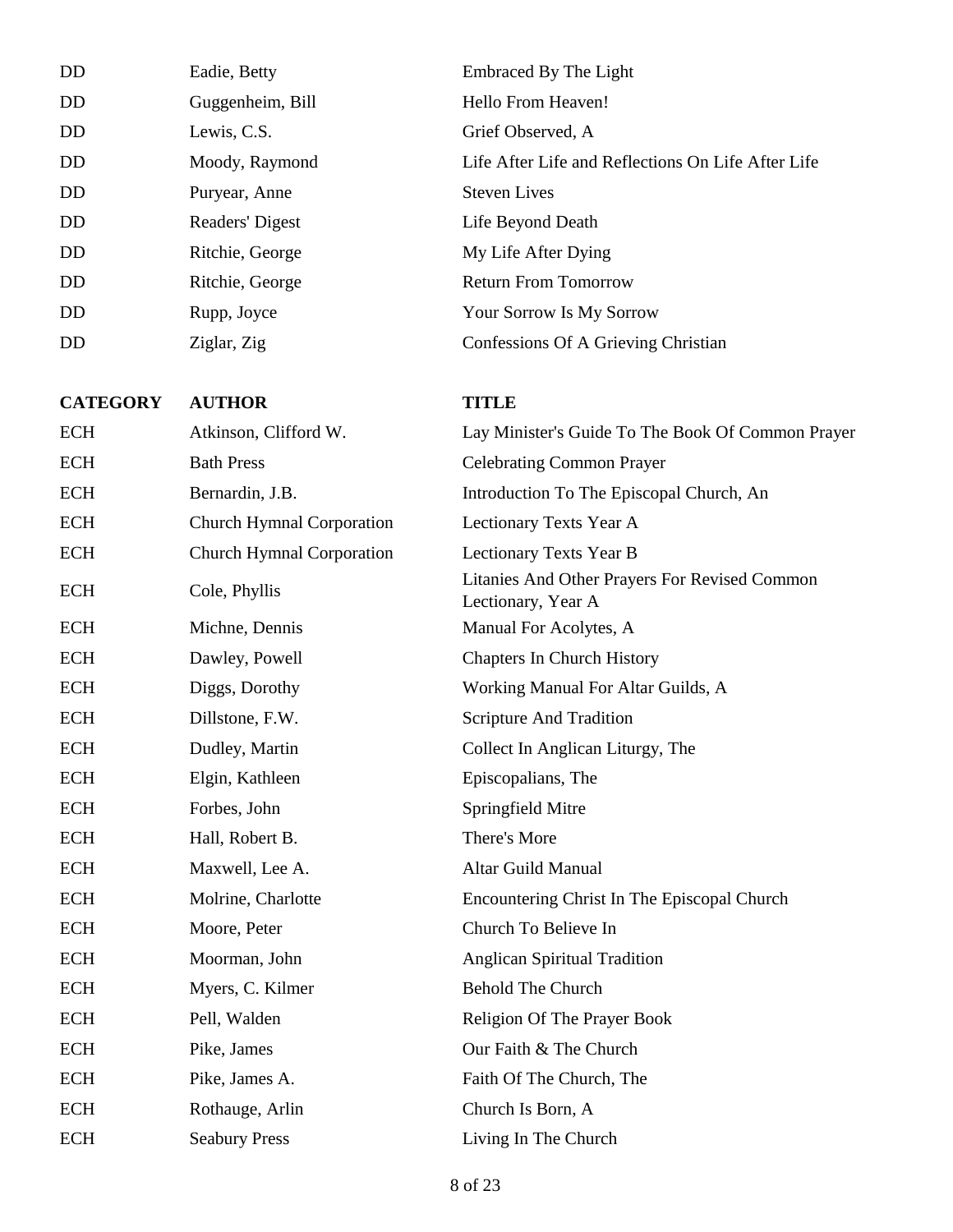| | | |
|---|---|---|
| DD | Eadie, Betty | Embraced By The Light |
| DD | Guggenheim, Bill | Hello From Heaven! |
| DD | Lewis, C.S. | Grief Observed, A |
| DD | Moody, Raymond | Life After Life and Reflections On Life After Life |
| DD | Puryear, Anne | Steven Lives |
| DD | Readers' Digest | Life Beyond Death |
| DD | Ritchie, George | My Life After Dying |
| DD | Ritchie, George | Return From Tomorrow |
| DD | Rupp, Joyce | Your Sorrow Is My Sorrow |
| DD | Ziglar, Zig | Confessions Of A Grieving Christian |

| **CATEGORY** | **AUTHOR** | **TITLE** |
|---|---|---|
| ECH | Atkinson, Clifford W. | Lay Minister's Guide To The Book Of Common Prayer |
| ECH | Bath Press | Celebrating Common Prayer |
| ECH | Bernardin, J.B. | Introduction To The Episcopal Church, An |
| ECH | Church Hymnal Corporation | Lectionary Texts Year A |
| ECH | Church Hymnal Corporation | Lectionary Texts Year B |
| ECH | Cole, Phyllis | Litanies And Other Prayers For Revised Common Lectionary, Year A |
| ECH | Michne, Dennis | Manual For Acolytes, A |
| ECH | Dawley, Powell | Chapters In Church History |
| ECH | Diggs, Dorothy | Working Manual For Altar Guilds, A |
| ECH | Dillstone, F.W. | Scripture And Tradition |
| ECH | Dudley, Martin | Collect In Anglican Liturgy, The |
| ECH | Elgin, Kathleen | Episcopalians, The |
| ECH | Forbes, John | Springfield Mitre |
| ECH | Hall, Robert B. | There's More |
| ECH | Maxwell, Lee A. | Altar Guild Manual |
| ECH | Molrine, Charlotte | Encountering Christ In The Episcopal Church |
| ECH | Moore, Peter | Church To Believe In |
| ECH | Moorman, John | Anglican Spiritual Tradition |
| ECH | Myers, C. Kilmer | Behold The Church |
| ECH | Pell, Walden | Religion Of The Prayer Book |
| ECH | Pike, James | Our Faith & The Church |
| ECH | Pike, James A. | Faith Of The Church, The |
| ECH | Rothauge, Arlin | Church Is Born, A |
| ECH | Seabury Press | Living In The Church |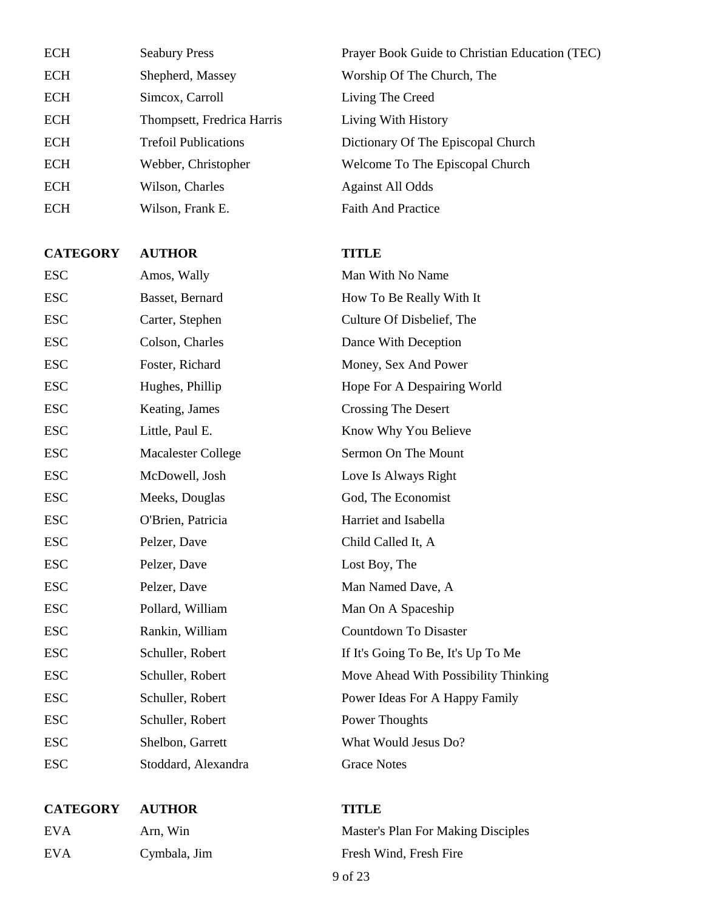| | | |
|---|---|---|
| ECH | Seabury Press | Prayer Book Guide to Christian Education (TEC) |
| ECH | Shepherd, Massey | Worship Of The Church, The |
| ECH | Simcox, Carroll | Living The Creed |
| ECH | Thompsett, Fredrica Harris | Living With History |
| ECH | Trefoil Publications | Dictionary Of The Episcopal Church |
| ECH | Webber, Christopher | Welcome To The Episcopal Church |
| ECH | Wilson, Charles | Against All Odds |
| ECH | Wilson, Frank E. | Faith And Practice |

| **CATEGORY** | **AUTHOR** | **TITLE** |
|---|---|---|
| ESC | Amos, Wally | Man With No Name |
| ESC | Basset, Bernard | How To Be Really With It |
| ESC | Carter, Stephen | Culture Of Disbelief, The |
| ESC | Colson, Charles | Dance With Deception |
| ESC | Foster, Richard | Money, Sex And Power |
| ESC | Hughes, Phillip | Hope For A Despairing World |
| ESC | Keating, James | Crossing The Desert |
| ESC | Little, Paul E. | Know Why You Believe |
| ESC | Macalester College | Sermon On The Mount |
| ESC | McDowell, Josh | Love Is Always Right |
| ESC | Meeks, Douglas | God, The Economist |
| ESC | O'Brien, Patricia | Harriet and Isabella |
| ESC | Pelzer, Dave | Child Called It, A |
| ESC | Pelzer, Dave | Lost Boy, The |
| ESC | Pelzer, Dave | Man Named Dave, A |
| ESC | Pollard, William | Man On A Spaceship |
| ESC | Rankin, William | Countdown To Disaster |
| ESC | Schuller, Robert | If It's Going To Be, It's Up To Me |
| ESC | Schuller, Robert | Move Ahead With Possibility Thinking |
| ESC | Schuller, Robert | Power Ideas For A Happy Family |
| ESC | Schuller, Robert | Power Thoughts |
| ESC | Shelbon, Garrett | What Would Jesus Do? |
| ESC | Stoddard, Alexandra | Grace Notes |

| **CATEGORY** | **AUTHOR** | **TITLE** |
|---|---|---|
| EVA | Arn, Win | Master's Plan For Making Disciples |
| EVA | Cymbala, Jim | Fresh Wind, Fresh Fire |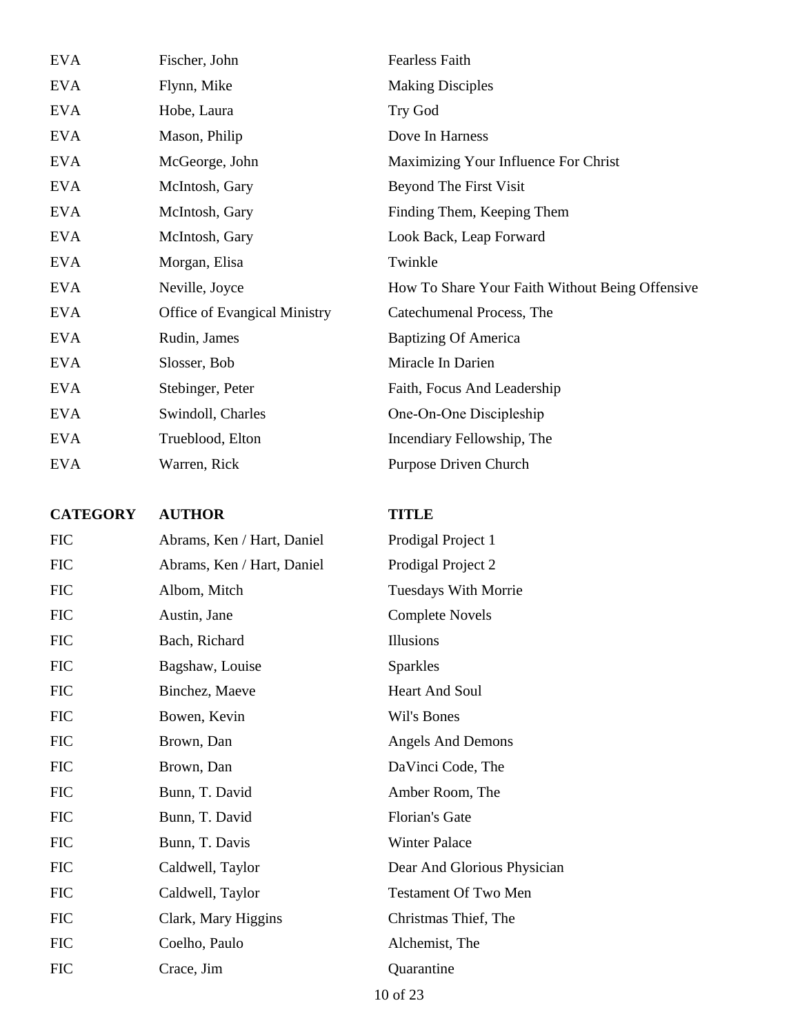| | | |
|---|---|---|
| EVA | Fischer, John | Fearless Faith |
| EVA | Flynn, Mike | Making Disciples |
| EVA | Hobe, Laura | Try God |
| EVA | Mason, Philip | Dove In Harness |
| EVA | McGeorge, John | Maximizing Your Influence For Christ |
| EVA | McIntosh, Gary | Beyond The First Visit |
| EVA | McIntosh, Gary | Finding Them, Keeping Them |
| EVA | McIntosh, Gary | Look Back, Leap Forward |
| EVA | Morgan, Elisa | Twinkle |
| EVA | Neville, Joyce | How To Share Your Faith Without Being Offensive |
| EVA | Office of Evangical Ministry | Catechumenal Process, The |
| EVA | Rudin, James | Baptizing Of America |
| EVA | Slosser, Bob | Miracle In Darien |
| EVA | Stebinger, Peter | Faith, Focus And Leadership |
| EVA | Swindoll, Charles | One-On-One Discipleship |
| EVA | Trueblood, Elton | Incendiary Fellowship, The |
| EVA | Warren, Rick | Purpose Driven Church |

| **CATEGORY** | **AUTHOR** | **TITLE** |
|---|---|---|
| FIC | Abrams, Ken / Hart, Daniel | Prodigal Project 1 |
| FIC | Abrams, Ken / Hart, Daniel | Prodigal Project 2 |
| FIC | Albom, Mitch | Tuesdays With Morrie |
| FIC | Austin, Jane | Complete Novels |
| FIC | Bach, Richard | Illusions |
| FIC | Bagshaw, Louise | Sparkles |
| FIC | Binchez, Maeve | Heart And Soul |
| FIC | Bowen, Kevin | Wil's Bones |
| FIC | Brown, Dan | Angels And Demons |
| FIC | Brown, Dan | DaVinci Code, The |
| FIC | Bunn, T. David | Amber Room, The |
| FIC | Bunn, T. David | Florian's Gate |
| FIC | Bunn, T. Davis | Winter Palace |
| FIC | Caldwell, Taylor | Dear And Glorious Physician |
| FIC | Caldwell, Taylor | Testament Of Two Men |
| FIC | Clark, Mary Higgins | Christmas Thief, The |
| FIC | Coelho, Paulo | Alchemist, The |
| FIC | Crace, Jim | Quarantine |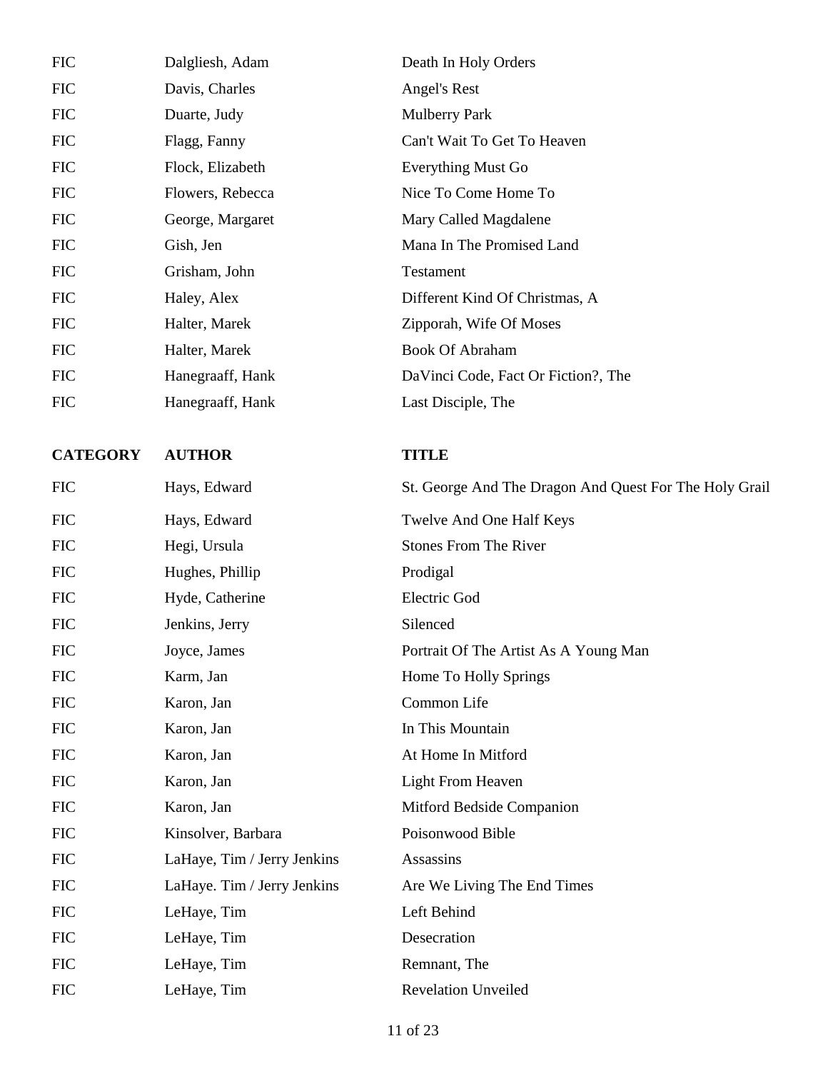| CATEGORY | AUTHOR | TITLE |
|---|---|---|
| FIC | Dalgliesh, Adam | Death In Holy Orders |
| FIC | Davis, Charles | Angel's Rest |
| FIC | Duarte, Judy | Mulberry Park |
| FIC | Flagg, Fanny | Can't Wait To Get To Heaven |
| FIC | Flock, Elizabeth | Everything Must Go |
| FIC | Flowers, Rebecca | Nice To Come Home To |
| FIC | George, Margaret | Mary Called Magdalene |
| FIC | Gish, Jen | Mana In The Promised Land |
| FIC | Grisham, John | Testament |
| FIC | Haley, Alex | Different Kind Of Christmas, A |
| FIC | Halter, Marek | Zipporah, Wife Of Moses |
| FIC | Halter, Marek | Book Of Abraham |
| FIC | Hanegraaff, Hank | DaVinci Code, Fact Or Fiction?, The |
| FIC | Hanegraaff, Hank | Last Disciple, The |
| FIC | Hays, Edward | St. George And The Dragon And Quest For The Holy Grail |
| FIC | Hays, Edward | Twelve And One Half Keys |
| FIC | Hegi, Ursula | Stones From The River |
| FIC | Hughes, Phillip | Prodigal |
| FIC | Hyde, Catherine | Electric God |
| FIC | Jenkins, Jerry | Silenced |
| FIC | Joyce, James | Portrait Of The Artist As A Young Man |
| FIC | Karm, Jan | Home To Holly Springs |
| FIC | Karon, Jan | Common Life |
| FIC | Karon, Jan | In This Mountain |
| FIC | Karon, Jan | At Home In Mitford |
| FIC | Karon, Jan | Light From Heaven |
| FIC | Karon, Jan | Mitford Bedside Companion |
| FIC | Kinsolver, Barbara | Poisonwood Bible |
| FIC | LaHaye, Tim / Jerry Jenkins | Assassins |
| FIC | LaHaye. Tim / Jerry Jenkins | Are We Living The End Times |
| FIC | LeHaye, Tim | Left Behind |
| FIC | LeHaye, Tim | Desecration |
| FIC | LeHaye, Tim | Remnant, The |
| FIC | LeHaye, Tim | Revelation Unveiled |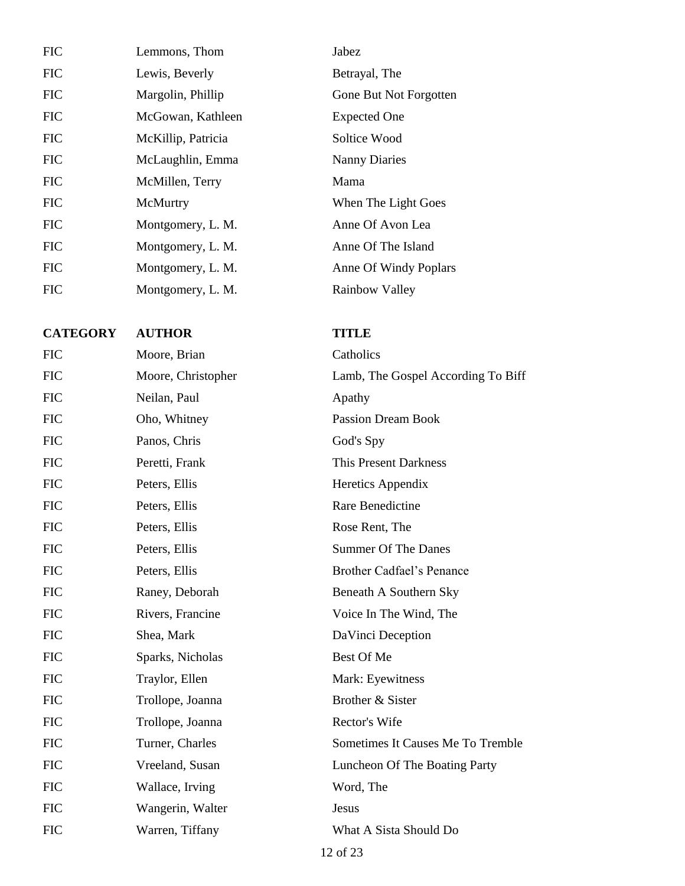| FIC | Lemmons, Thom | Jabez |
|---|---|---|
| FIC | Lewis, Beverly | Betrayal, The |
| FIC | Margolin, Phillip | Gone But Not Forgotten |
| FIC | McGowan, Kathleen | Expected One |
| FIC | McKillip, Patricia | Soltice Wood |
| FIC | McLaughlin, Emma | Nanny Diaries |
| FIC | McMillen, Terry | Mama |
| FIC | McMurtry | When The Light Goes |
| FIC | Montgomery, L. M. | Anne Of Avon Lea |
| FIC | Montgomery, L. M. | Anne Of The Island |
| FIC | Montgomery, L. M. | Anne Of Windy Poplars |
| FIC | Montgomery, L. M. | Rainbow Valley |

| **CATEGORY** | **AUTHOR** | **TITLE** |
|---|---|---|
| FIC | Moore, Brian | Catholics |
| FIC | Moore, Christopher | Lamb, The Gospel According To Biff |
| FIC | Neilan, Paul | Apathy |
| FIC | Oho, Whitney | Passion Dream Book |
| FIC | Panos, Chris | God's Spy |
| FIC | Peretti, Frank | This Present Darkness |
| FIC | Peters, Ellis | Heretics Appendix |
| FIC | Peters, Ellis | Rare Benedictine |
| FIC | Peters, Ellis | Rose Rent, The |
| FIC | Peters, Ellis | Summer Of The Danes |
| FIC | Peters, Ellis | Brother Cadfael's Penance |
| FIC | Raney, Deborah | Beneath A Southern Sky |
| FIC | Rivers, Francine | Voice In The Wind, The |
| FIC | Shea, Mark | DaVinci Deception |
| FIC | Sparks, Nicholas | Best Of Me |
| FIC | Traylor, Ellen | Mark: Eyewitness |
| FIC | Trollope, Joanna | Brother & Sister |
| FIC | Trollope, Joanna | Rector's Wife |
| FIC | Turner, Charles | Sometimes It Causes Me To Tremble |
| FIC | Vreeland, Susan | Luncheon Of The Boating Party |
| FIC | Wallace, Irving | Word, The |
| FIC | Wangerin, Walter | Jesus |
| FIC | Warren, Tiffany | What A Sista Should Do |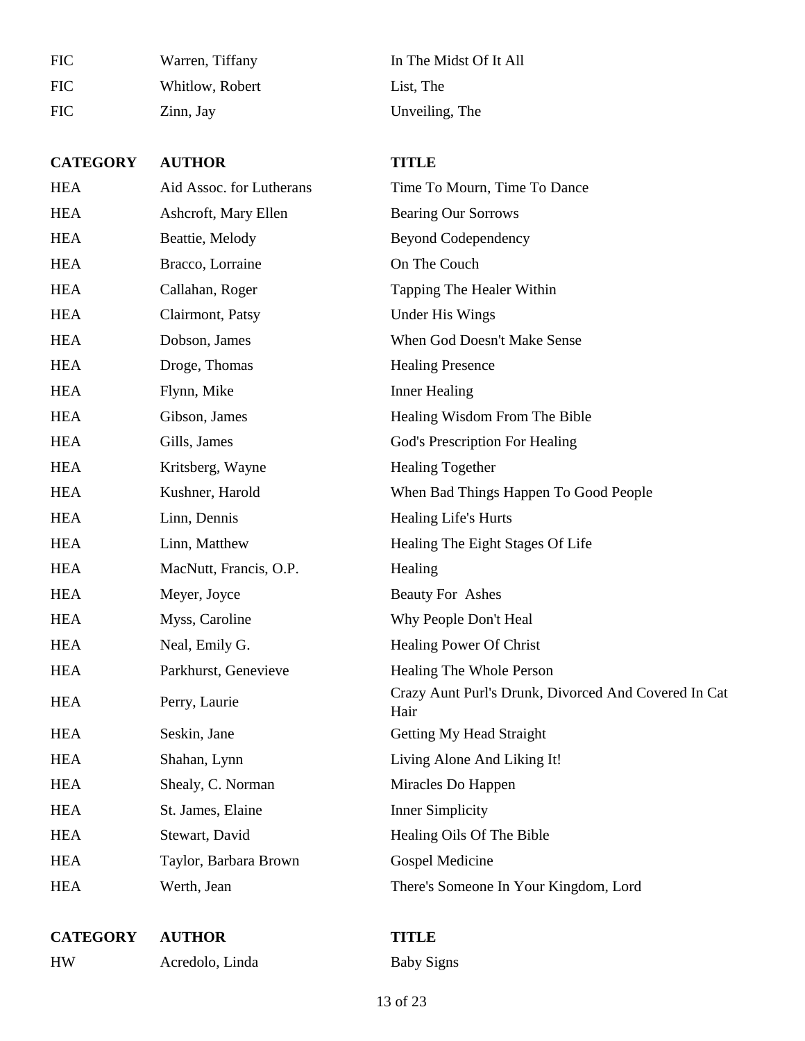| | | |
|---|---|---|
| FIC | Warren, Tiffany | In The Midst Of It All |
| FIC | Whitlow, Robert | List, The |
| FIC | Zinn, Jay | Unveiling, The |

| **CATEGORY** | **AUTHOR** | **TITLE** |
|---|---|---|
| HEA | Aid Assoc. for Lutherans | Time To Mourn, Time To Dance |
| HEA | Ashcroft, Mary Ellen | Bearing Our Sorrows |
| HEA | Beattie, Melody | Beyond Codependency |
| HEA | Bracco, Lorraine | On The Couch |
| HEA | Callahan, Roger | Tapping The Healer Within |
| HEA | Clairmont, Patsy | Under His Wings |
| HEA | Dobson, James | When God Doesn't Make Sense |
| HEA | Droge, Thomas | Healing Presence |
| HEA | Flynn, Mike | Inner Healing |
| HEA | Gibson, James | Healing Wisdom From The Bible |
| HEA | Gills, James | God's Prescription For Healing |
| HEA | Kritsberg, Wayne | Healing Together |
| HEA | Kushner, Harold | When Bad Things Happen To Good People |
| HEA | Linn, Dennis | Healing Life's Hurts |
| HEA | Linn, Matthew | Healing The Eight Stages Of Life |
| HEA | MacNutt, Francis, O.P. | Healing |
| HEA | Meyer, Joyce | Beauty For Ashes |
| HEA | Myss, Caroline | Why People Don't Heal |
| HEA | Neal, Emily G. | Healing Power Of Christ |
| HEA | Parkhurst, Genevieve | Healing The Whole Person |
| HEA | Perry, Laurie | Crazy Aunt Purl's Drunk, Divorced And Covered In Cat Hair |
| HEA | Seskin, Jane | Getting My Head Straight |
| HEA | Shahan, Lynn | Living Alone And Liking It! |
| HEA | Shealy, C. Norman | Miracles Do Happen |
| HEA | St. James, Elaine | Inner Simplicity |
| HEA | Stewart, David | Healing Oils Of The Bible |
| HEA | Taylor, Barbara Brown | Gospel Medicine |
| HEA | Werth, Jean | There's Someone In Your Kingdom, Lord |

| **CATEGORY** | **AUTHOR** | **TITLE** |
|---|---|---|
| HW | Acredolo, Linda | Baby Signs |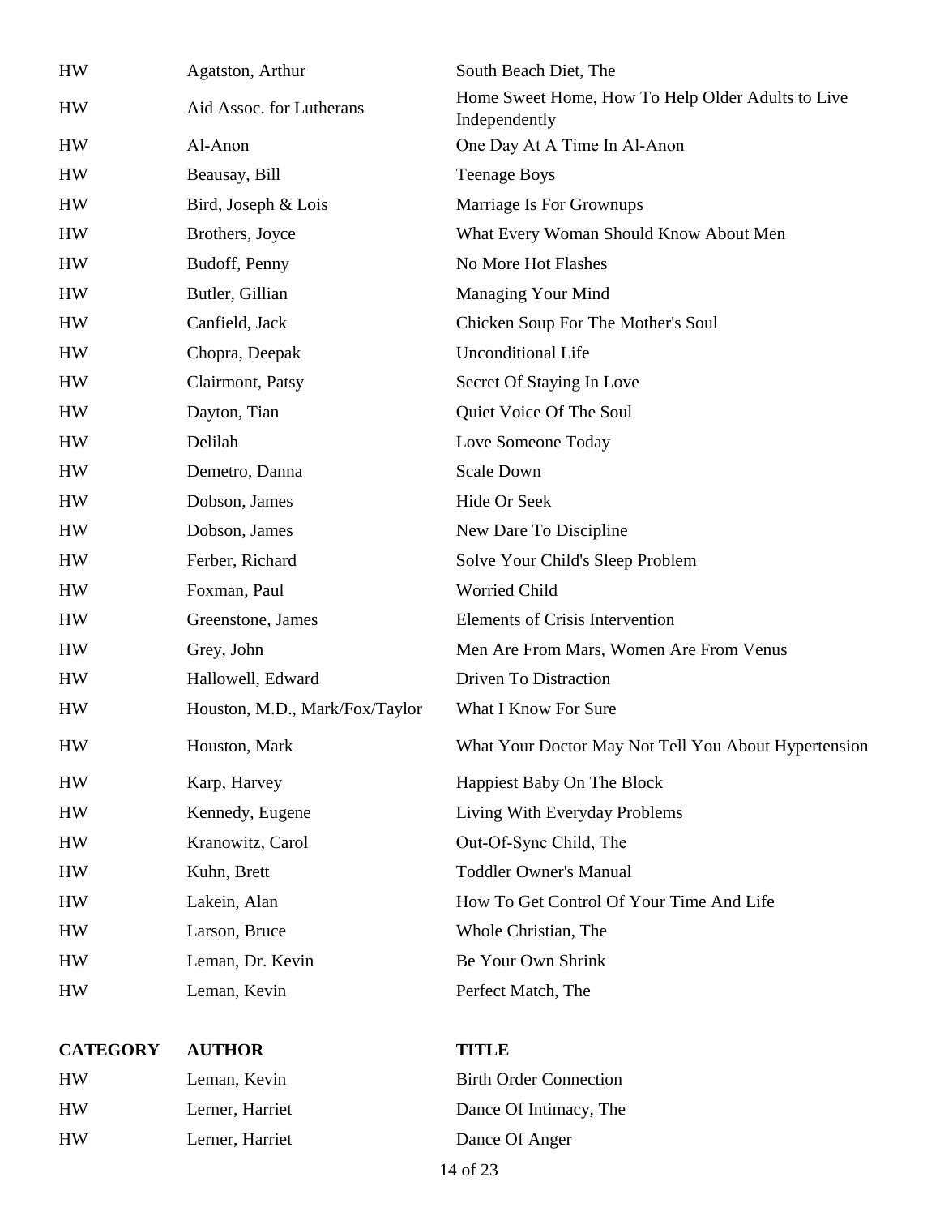| | | |
|---|---|---|
| HW | Agatston, Arthur | South Beach Diet, The |
| HW | Aid Assoc. for Lutherans | Home Sweet Home, How To Help Older Adults to Live Independently |
| HW | Al-Anon | One Day At A Time In Al-Anon |
| HW | Beausay, Bill | Teenage Boys |
| HW | Bird, Joseph & Lois | Marriage Is For Grownups |
| HW | Brothers, Joyce | What Every Woman Should Know About Men |
| HW | Budoff, Penny | No More Hot Flashes |
| HW | Butler, Gillian | Managing Your Mind |
| HW | Canfield, Jack | Chicken Soup For The Mother's Soul |
| HW | Chopra, Deepak | Unconditional Life |
| HW | Clairmont, Patsy | Secret Of Staying In Love |
| HW | Dayton, Tian | Quiet Voice Of The Soul |
| HW | Delilah | Love Someone Today |
| HW | Demetro, Danna | Scale Down |
| HW | Dobson, James | Hide Or Seek |
| HW | Dobson, James | New Dare To Discipline |
| HW | Ferber, Richard | Solve Your Child's Sleep Problem |
| HW | Foxman, Paul | Worried Child |
| HW | Greenstone, James | Elements of Crisis Intervention |
| HW | Grey, John | Men Are From Mars, Women Are From Venus |
| HW | Hallowell, Edward | Driven To Distraction |
| HW | Houston, M.D., Mark/Fox/Taylor | What I Know For Sure |
| HW | Houston, Mark | What Your Doctor May Not Tell You About Hypertension |
| HW | Karp, Harvey | Happiest Baby On The Block |
| HW | Kennedy, Eugene | Living With Everyday Problems |
| HW | Kranowitz, Carol | Out-Of-Sync Child, The |
| HW | Kuhn, Brett | Toddler Owner's Manual |
| HW | Lakein, Alan | How To Get Control Of Your Time And Life |
| HW | Larson, Bruce | Whole Christian, The |
| HW | Leman, Dr. Kevin | Be Your Own Shrink |
| HW | Leman, Kevin | Perfect Match, The |

| **CATEGORY** | **AUTHOR** | **TITLE** |
|---|---|---|
| HW | Leman, Kevin | Birth Order Connection |
| HW | Lerner, Harriet | Dance Of Intimacy, The |
| HW | Lerner, Harriet | Dance Of Anger |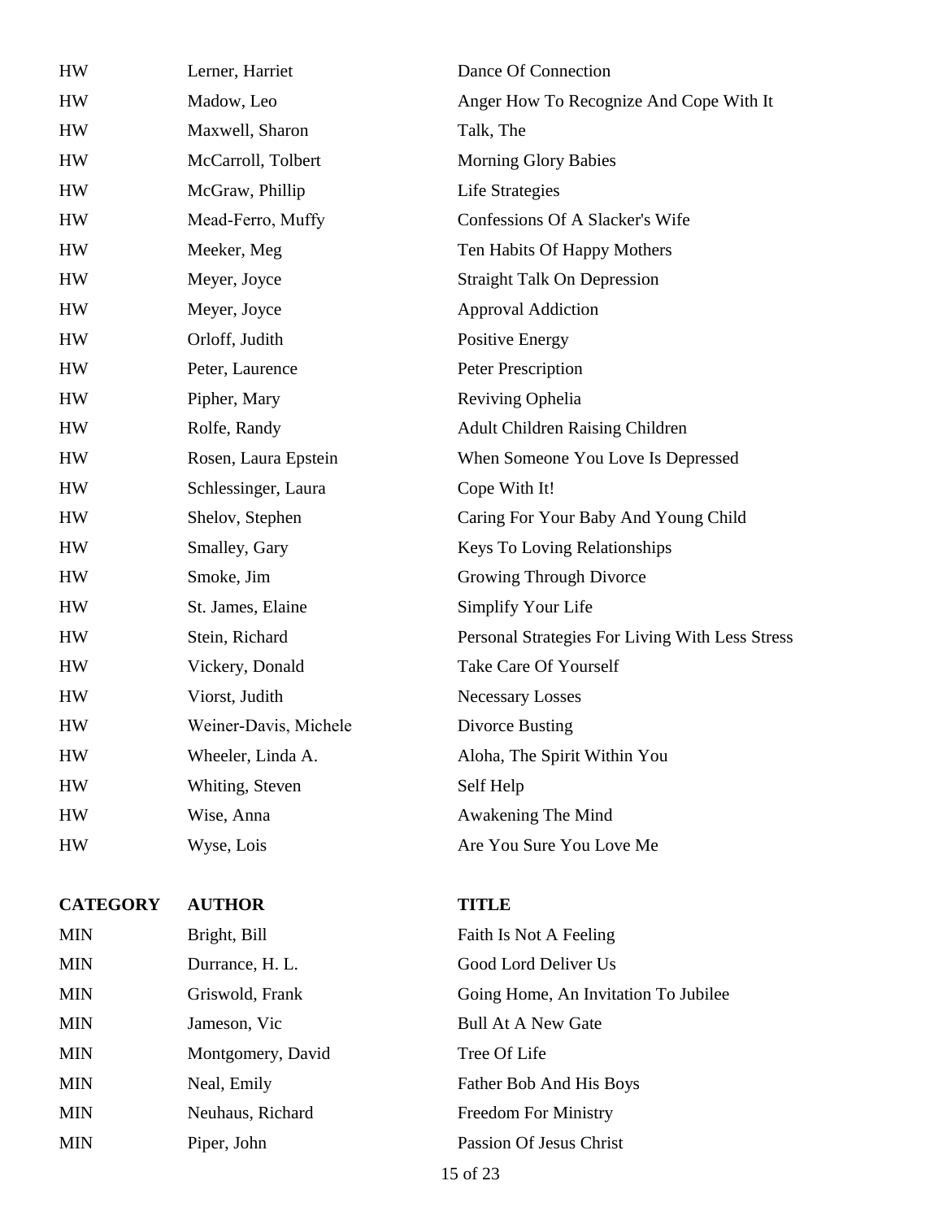| | | |
|---|---|---|
| HW | Lerner, Harriet | Dance Of Connection |
| HW | Madow, Leo | Anger How To Recognize And Cope With It |
| HW | Maxwell, Sharon | Talk, The |
| HW | McCarroll, Tolbert | Morning Glory Babies |
| HW | McGraw, Phillip | Life Strategies |
| HW | Mead-Ferro, Muffy | Confessions Of A Slacker's Wife |
| HW | Meeker, Meg | Ten Habits Of Happy Mothers |
| HW | Meyer, Joyce | Straight Talk On Depression |
| HW | Meyer, Joyce | Approval Addiction |
| HW | Orloff, Judith | Positive Energy |
| HW | Peter, Laurence | Peter Prescription |
| HW | Pipher, Mary | Reviving Ophelia |
| HW | Rolfe, Randy | Adult Children Raising Children |
| HW | Rosen, Laura Epstein | When Someone You Love Is Depressed |
| HW | Schlessinger, Laura | Cope With It! |
| HW | Shelov, Stephen | Caring For Your Baby And Young Child |
| HW | Smalley, Gary | Keys To Loving Relationships |
| HW | Smoke, Jim | Growing Through Divorce |
| HW | St. James, Elaine | Simplify Your Life |
| HW | Stein, Richard | Personal Strategies For Living With Less Stress |
| HW | Vickery, Donald | Take Care Of Yourself |
| HW | Viorst, Judith | Necessary Losses |
| HW | Weiner-Davis, Michele | Divorce Busting |
| HW | Wheeler, Linda A. | Aloha, The Spirit Within You |
| HW | Whiting, Steven | Self Help |
| HW | Wise, Anna | Awakening The Mind |
| HW | Wyse, Lois | Are You Sure You Love Me |

| **CATEGORY** | **AUTHOR** | **TITLE** |
|---|---|---|
| MIN | Bright, Bill | Faith Is Not A Feeling |
| MIN | Durrance, H. L. | Good Lord Deliver Us |
| MIN | Griswold, Frank | Going Home, An Invitation To Jubilee |
| MIN | Jameson, Vic | Bull At A New Gate |
| MIN | Montgomery, David | Tree Of Life |
| MIN | Neal, Emily | Father Bob And His Boys |
| MIN | Neuhaus, Richard | Freedom For Ministry |
| MIN | Piper, John | Passion Of Jesus Christ |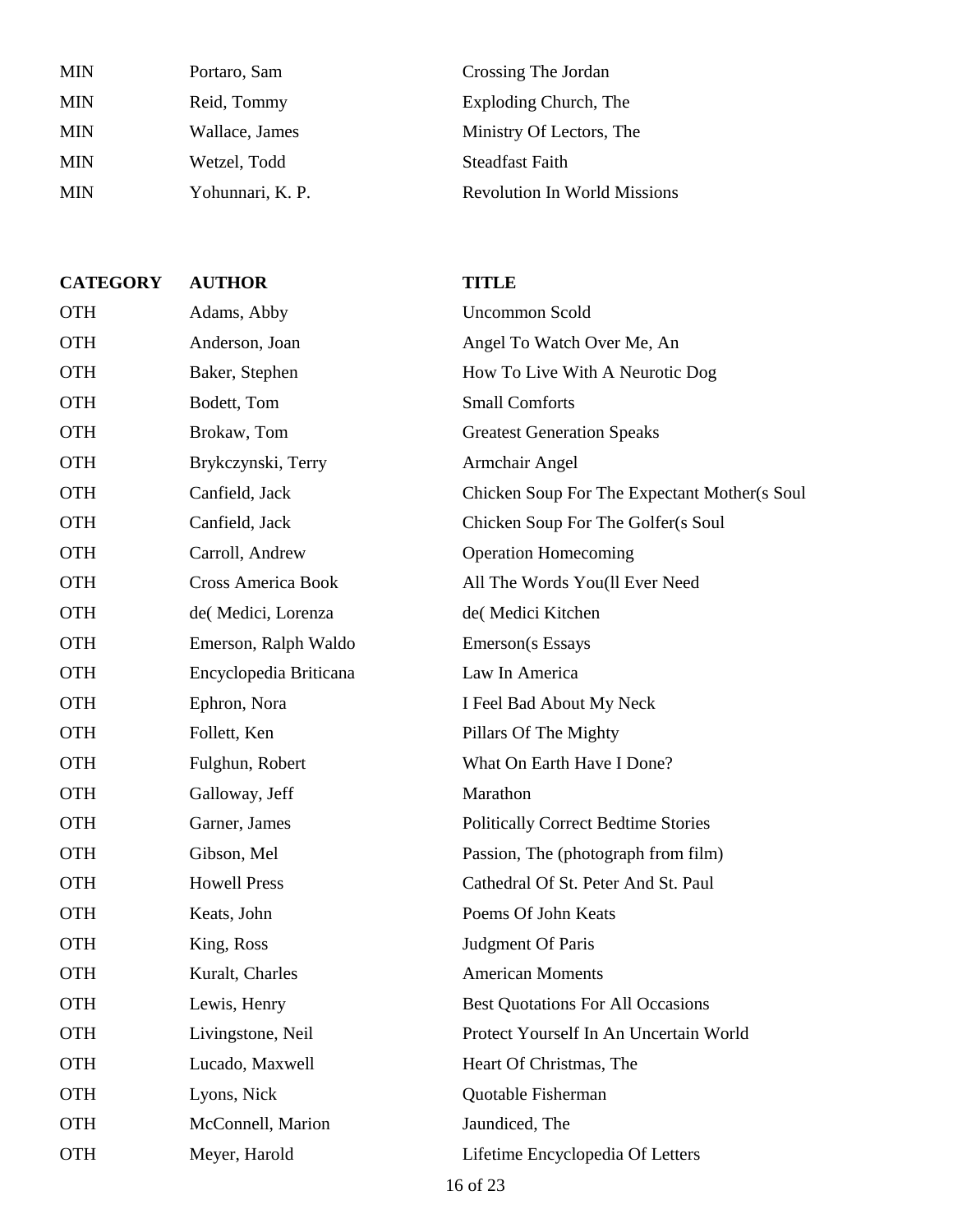| | | |
|---|---|---|
| MIN | Portaro, Sam | Crossing The Jordan |
| MIN | Reid, Tommy | Exploding Church, The |
| MIN | Wallace, James | Ministry Of Lectors, The |
| MIN | Wetzel, Todd | Steadfast Faith |
| MIN | Yohunnari, K. P. | Revolution In World Missions |

| CATEGORY | AUTHOR | TITLE |
|---|---|---|
| OTH | Adams, Abby | Uncommon Scold |
| OTH | Anderson, Joan | Angel To Watch Over Me, An |
| OTH | Baker, Stephen | How To Live With A Neurotic Dog |
| OTH | Bodett, Tom | Small Comforts |
| OTH | Brokaw, Tom | Greatest Generation Speaks |
| OTH | Brykczynski, Terry | Armchair Angel |
| OTH | Canfield, Jack | Chicken Soup For The Expectant Mother(s Soul |
| OTH | Canfield, Jack | Chicken Soup For The Golfer(s Soul |
| OTH | Carroll, Andrew | Operation Homecoming |
| OTH | Cross America Book | All The Words You(ll Ever Need |
| OTH | de( Medici, Lorenza | de( Medici Kitchen |
| OTH | Emerson, Ralph Waldo | Emerson(s Essays |
| OTH | Encyclopedia Briticana | Law In America |
| OTH | Ephron, Nora | I Feel Bad About My Neck |
| OTH | Follett, Ken | Pillars Of The Mighty |
| OTH | Fulghun, Robert | What On Earth Have I Done? |
| OTH | Galloway, Jeff | Marathon |
| OTH | Garner, James | Politically Correct Bedtime Stories |
| OTH | Gibson, Mel | Passion, The (photograph from film) |
| OTH | Howell Press | Cathedral Of St. Peter And St. Paul |
| OTH | Keats, John | Poems Of John Keats |
| OTH | King, Ross | Judgment Of Paris |
| OTH | Kuralt, Charles | American Moments |
| OTH | Lewis, Henry | Best Quotations For All Occasions |
| OTH | Livingstone, Neil | Protect Yourself In An Uncertain World |
| OTH | Lucado, Maxwell | Heart Of Christmas, The |
| OTH | Lyons, Nick | Quotable Fisherman |
| OTH | McConnell, Marion | Jaundiced, The |
| OTH | Meyer, Harold | Lifetime Encyclopedia Of Letters |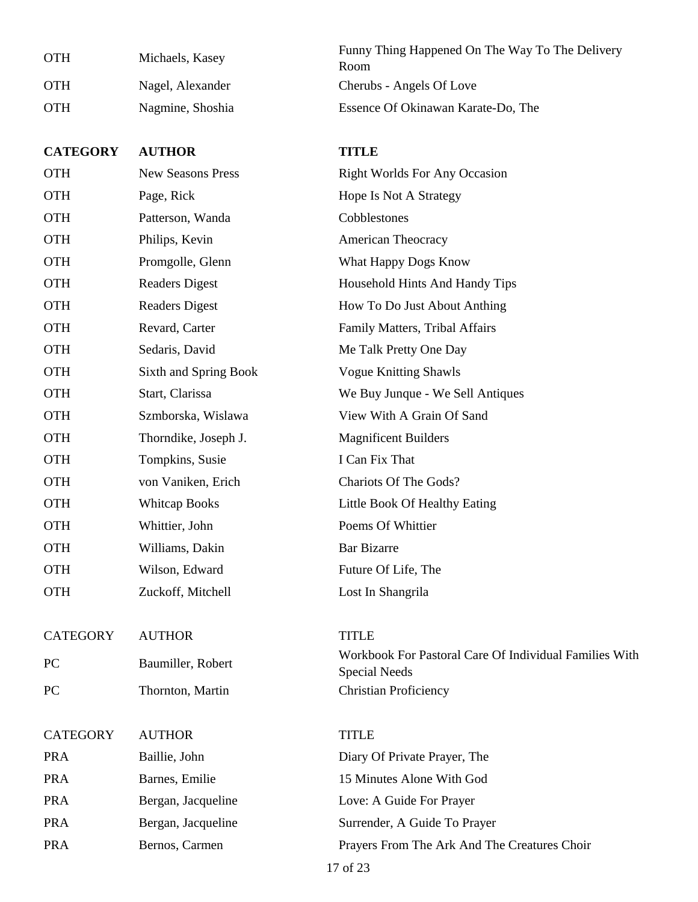| | | |
|---|---|---|
| OTH | Michaels, Kasey | Funny Thing Happened On The Way To The Delivery Room |
| OTH | Nagel, Alexander | Cherubs - Angels Of Love |
| OTH | Nagmine, Shoshia | Essence Of Okinawan Karate-Do, The |

| **CATEGORY** | **AUTHOR** | **TITLE** |
|---|---|---|
| OTH | New Seasons Press | Right Worlds For Any Occasion |
| OTH | Page, Rick | Hope Is Not A Strategy |
| OTH | Patterson, Wanda | Cobblestones |
| OTH | Philips, Kevin | American Theocracy |
| OTH | Promgolle, Glenn | What Happy Dogs Know |
| OTH | Readers Digest | Household Hints And Handy Tips |
| OTH | Readers Digest | How To Do Just About Anthing |
| OTH | Revard, Carter | Family Matters, Tribal Affairs |
| OTH | Sedaris, David | Me Talk Pretty One Day |
| OTH | Sixth and Spring Book | Vogue Knitting Shawls |
| OTH | Start, Clarissa | We Buy Junque - We Sell Antiques |
| OTH | Szmborska, Wislawa | View With A Grain Of Sand |
| OTH | Thorndike, Joseph J. | Magnificent Builders |
| OTH | Tompkins, Susie | I Can Fix That |
| OTH | von Vaniken, Erich | Chariots Of The Gods? |
| OTH | Whitcap Books | Little Book Of Healthy Eating |
| OTH | Whittier, John | Poems Of Whittier |
| OTH | Williams, Dakin | Bar Bizarre |
| OTH | Wilson, Edward | Future Of Life, The |
| OTH | Zuckoff, Mitchell | Lost In Shangrila |

| CATEGORY | AUTHOR | TITLE |
|---|---|---|
| PC | Baumiller, Robert | Workbook For Pastoral Care Of Individual Families With Special Needs |
| PC | Thornton, Martin | Christian Proficiency |

| CATEGORY | AUTHOR | TITLE |
|---|---|---|
| PRA | Baillie, John | Diary Of Private Prayer, The |
| PRA | Barnes, Emilie | 15 Minutes Alone With God |
| PRA | Bergan, Jacqueline | Love: A Guide For Prayer |
| PRA | Bergan, Jacqueline | Surrender, A Guide To Prayer |
| PRA | Bernos, Carmen | Prayers From The Ark And The Creatures Choir |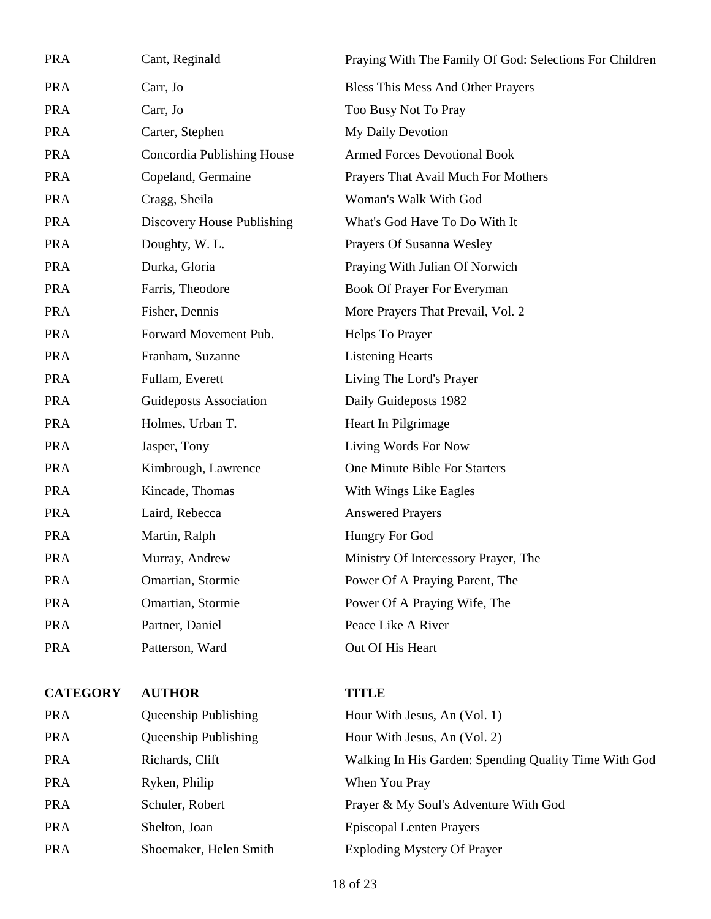| | | |
|---|---|---|
| PRA | Cant, Reginald | Praying With The Family Of God: Selections For Children |
| PRA | Carr, Jo | Bless This Mess And Other Prayers |
| PRA | Carr, Jo | Too Busy Not To Pray |
| PRA | Carter, Stephen | My Daily Devotion |
| PRA | Concordia Publishing House | Armed Forces Devotional Book |
| PRA | Copeland, Germaine | Prayers That Avail Much For Mothers |
| PRA | Cragg, Sheila | Woman's Walk With God |
| PRA | Discovery House Publishing | What's God Have To Do With It |
| PRA | Doughty, W. L. | Prayers Of Susanna Wesley |
| PRA | Durka, Gloria | Praying With Julian Of Norwich |
| PRA | Farris, Theodore | Book Of Prayer For Everyman |
| PRA | Fisher, Dennis | More Prayers That Prevail, Vol. 2 |
| PRA | Forward Movement Pub. | Helps To Prayer |
| PRA | Franham, Suzanne | Listening Hearts |
| PRA | Fullam, Everett | Living The Lord's Prayer |
| PRA | Guideposts Association | Daily Guideposts 1982 |
| PRA | Holmes, Urban T. | Heart In Pilgrimage |
| PRA | Jasper, Tony | Living Words For Now |
| PRA | Kimbrough, Lawrence | One Minute Bible For Starters |
| PRA | Kincade, Thomas | With Wings Like Eagles |
| PRA | Laird, Rebecca | Answered Prayers |
| PRA | Martin, Ralph | Hungry For God |
| PRA | Murray, Andrew | Ministry Of Intercessory Prayer, The |
| PRA | Omartian, Stormie | Power Of A Praying Parent, The |
| PRA | Omartian, Stormie | Power Of A Praying Wife, The |
| PRA | Partner, Daniel | Peace Like A River |
| PRA | Patterson, Ward | Out Of His Heart |

| **CATEGORY** | **AUTHOR** | **TITLE** |
|---|---|---|
| PRA | Queenship Publishing | Hour With Jesus, An (Vol. 1) |
| PRA | Queenship Publishing | Hour With Jesus, An (Vol. 2) |
| PRA | Richards, Clift | Walking In His Garden: Spending Quality Time With God |
| PRA | Ryken, Philip | When You Pray |
| PRA | Schuler, Robert | Prayer & My Soul's Adventure With God |
| PRA | Shelton, Joan | Episcopal Lenten Prayers |
| PRA | Shoemaker, Helen Smith | Exploding Mystery Of Prayer |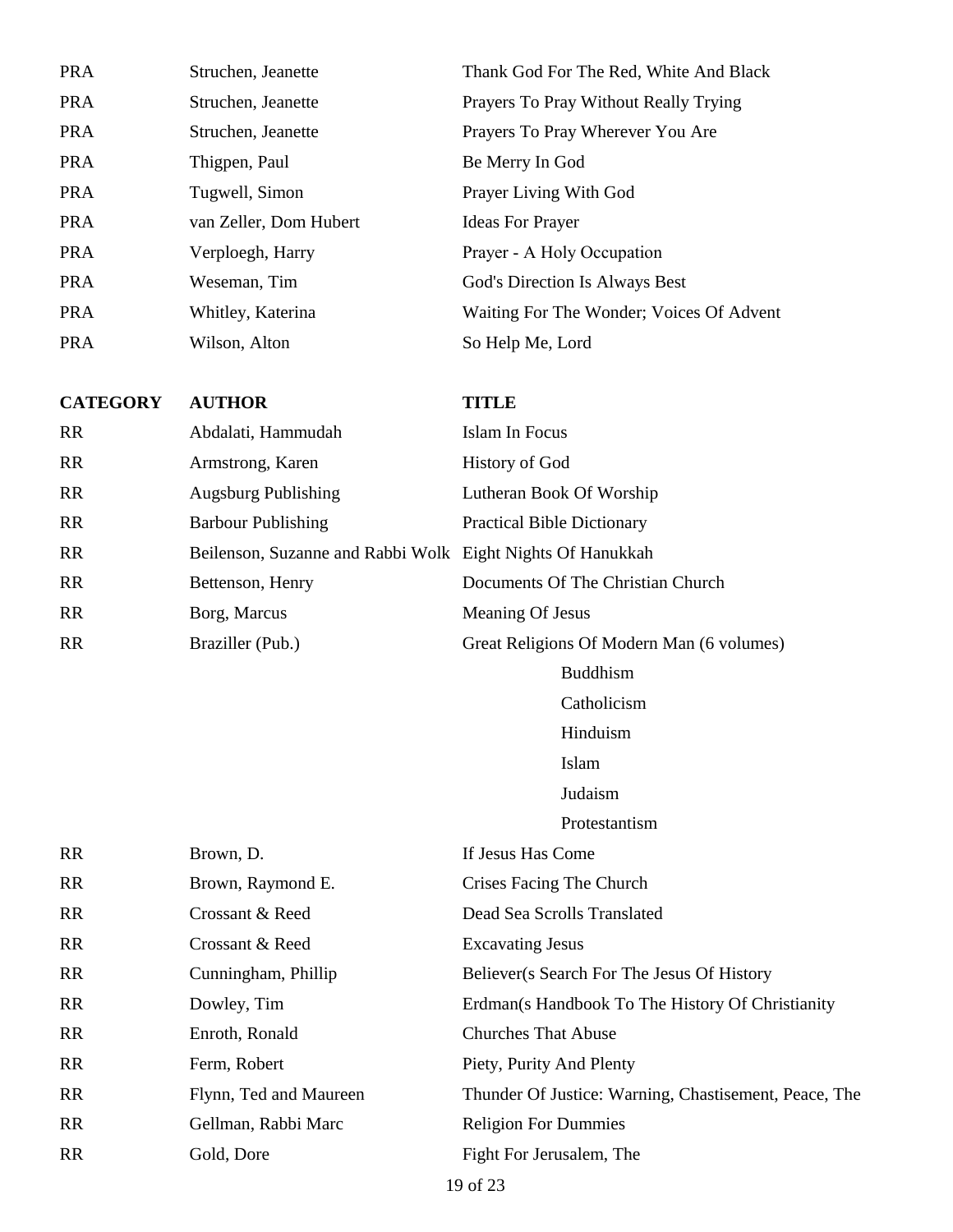| | | |
|---|---|---|
| PRA | Struchen, Jeanette | Thank God For The Red, White And Black |
| PRA | Struchen, Jeanette | Prayers To Pray Without Really Trying |
| PRA | Struchen, Jeanette | Prayers To Pray Wherever You Are |
| PRA | Thigpen, Paul | Be Merry In God |
| PRA | Tugwell, Simon | Prayer Living With God |
| PRA | van Zeller, Dom Hubert | Ideas For Prayer |
| PRA | Verploegh, Harry | Prayer - A Holy Occupation |
| PRA | Weseman, Tim | God's Direction Is Always Best |
| PRA | Whitley, Katerina | Waiting For The Wonder; Voices Of Advent |
| PRA | Wilson, Alton | So Help Me, Lord |

| **CATEGORY** | **AUTHOR** | **TITLE** |
|---|---|---|
| RR | Abdalati, Hammudah | Islam In Focus |
| RR | Armstrong, Karen | History of God |
| RR | Augsburg Publishing | Lutheran Book Of Worship |
| RR | Barbour Publishing | Practical Bible Dictionary |
| RR | Beilenson, Suzanne and Rabbi Wolk | Eight Nights Of Hanukkah |
| RR | Bettenson, Henry | Documents Of The Christian Church |
| RR | Borg, Marcus | Meaning Of Jesus |
| RR | Braziller (Pub.) | Great Religions Of Modern Man (6 volumes) |
| | | Buddhism |
| | | Catholicism |
| | | Hinduism |
| | | Islam |
| | | Judaism |
| | | Protestantism |
| RR | Brown, D. | If Jesus Has Come |
| RR | Brown, Raymond E. | Crises Facing The Church |
| RR | Crossant & Reed | Dead Sea Scrolls Translated |
| RR | Crossant & Reed | Excavating Jesus |
| RR | Cunningham, Phillip | Believer(s Search For The Jesus Of History |
| RR | Dowley, Tim | Erdman(s Handbook To The History Of Christianity |
| RR | Enroth, Ronald | Churches That Abuse |
| RR | Ferm, Robert | Piety, Purity And Plenty |
| RR | Flynn, Ted and Maureen | Thunder Of Justice: Warning, Chastisement, Peace, The |
| RR | Gellman, Rabbi Marc | Religion For Dummies |
| RR | Gold, Dore | Fight For Jerusalem, The |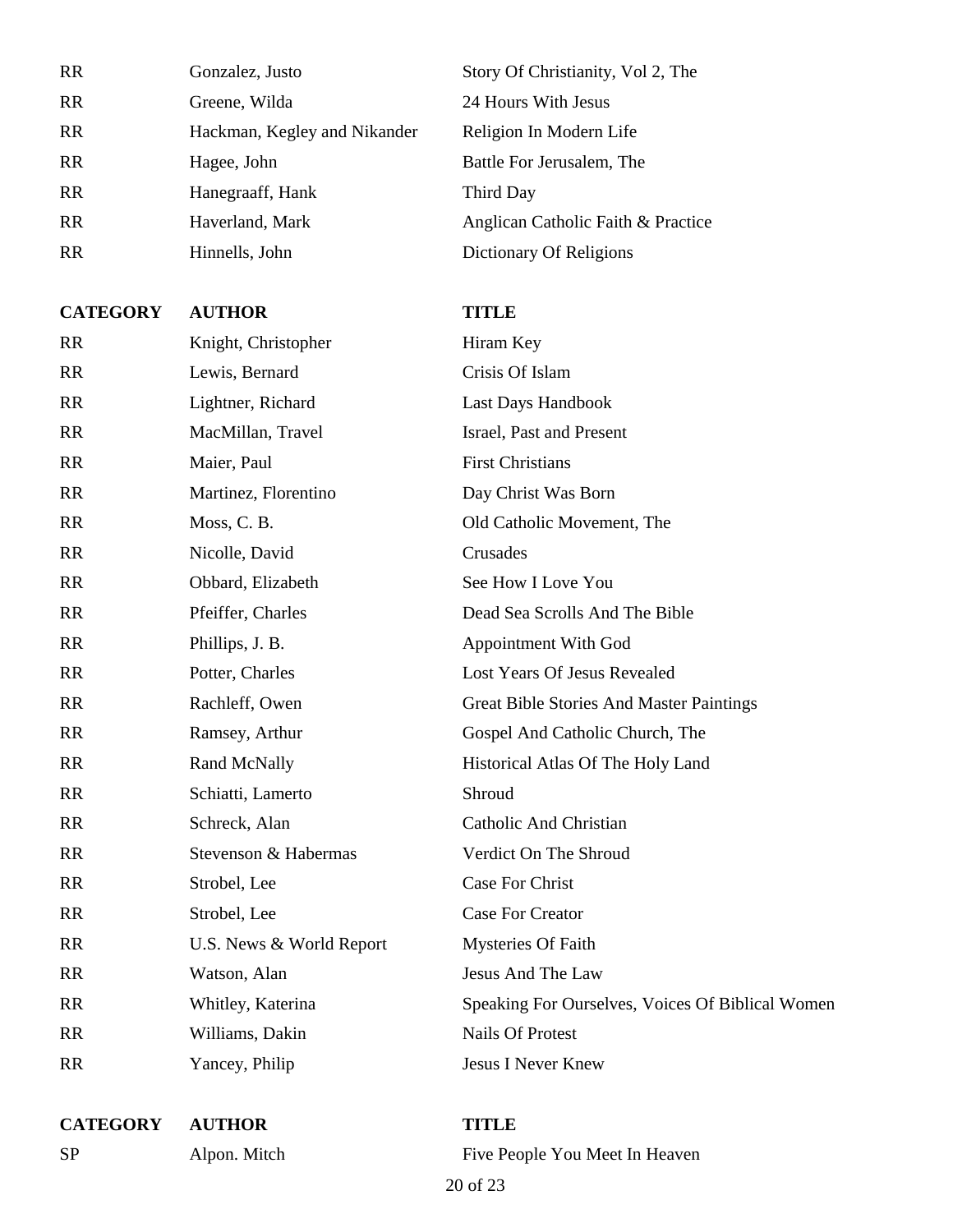| | | |
|---|---|---|
| RR | Gonzalez, Justo | Story Of Christianity, Vol 2, The |
| RR | Greene, Wilda | 24 Hours With Jesus |
| RR | Hackman, Kegley and Nikander | Religion In Modern Life |
| RR | Hagee, John | Battle For Jerusalem, The |
| RR | Hanegraaff, Hank | Third Day |
| RR | Haverland, Mark | Anglican Catholic Faith & Practice |
| RR | Hinnells, John | Dictionary Of Religions |

| CATEGORY | AUTHOR | TITLE |
|---|---|---|
| RR | Knight, Christopher | Hiram Key |
| RR | Lewis, Bernard | Crisis Of Islam |
| RR | Lightner, Richard | Last Days Handbook |
| RR | MacMillan, Travel | Israel, Past and Present |
| RR | Maier, Paul | First Christians |
| RR | Martinez, Florentino | Day Christ Was Born |
| RR | Moss, C. B. | Old Catholic Movement, The |
| RR | Nicolle, David | Crusades |
| RR | Obbard, Elizabeth | See How I Love You |
| RR | Pfeiffer, Charles | Dead Sea Scrolls And The Bible |
| RR | Phillips, J. B. | Appointment With God |
| RR | Potter, Charles | Lost Years Of Jesus Revealed |
| RR | Rachleff, Owen | Great Bible Stories And Master Paintings |
| RR | Ramsey, Arthur | Gospel And Catholic Church, The |
| RR | Rand McNally | Historical Atlas Of The Holy Land |
| RR | Schiatti, Lamerto | Shroud |
| RR | Schreck, Alan | Catholic And Christian |
| RR | Stevenson & Habermas | Verdict On The Shroud |
| RR | Strobel, Lee | Case For Christ |
| RR | Strobel, Lee | Case For Creator |
| RR | U.S. News & World Report | Mysteries Of Faith |
| RR | Watson, Alan | Jesus And The Law |
| RR | Whitley, Katerina | Speaking For Ourselves, Voices Of Biblical Women |
| RR | Williams, Dakin | Nails Of Protest |
| RR | Yancey, Philip | Jesus I Never Knew |

| CATEGORY | AUTHOR | TITLE |
|---|---|---|
| SP | Alpon. Mitch | Five People You Meet In Heaven |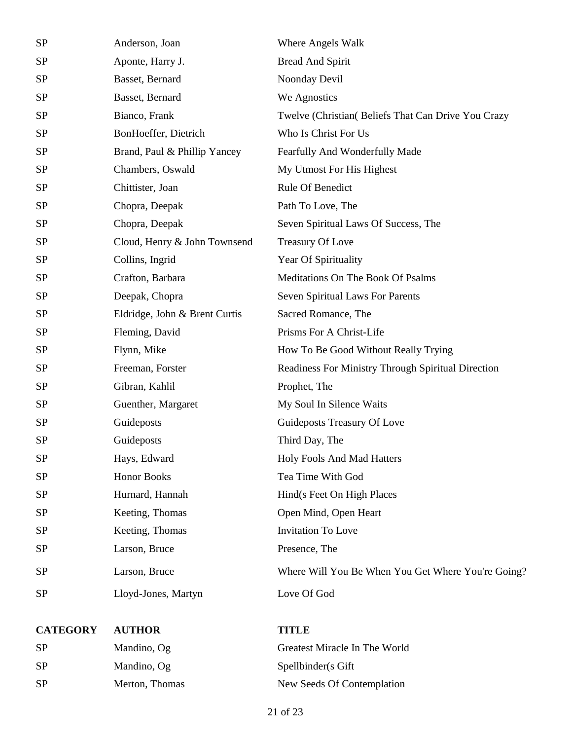| | | |
|---|---|---|
| SP | Anderson, Joan | Where Angels Walk |
| SP | Aponte, Harry J. | Bread And Spirit |
| SP | Basset, Bernard | Noonday Devil |
| SP | Basset, Bernard | We Agnostics |
| SP | Bianco, Frank | Twelve (Christian( Beliefs That Can Drive You Crazy |
| SP | BonHoeffer, Dietrich | Who Is Christ For Us |
| SP | Brand, Paul & Phillip Yancey | Fearfully And Wonderfully Made |
| SP | Chambers, Oswald | My Utmost For His Highest |
| SP | Chittister, Joan | Rule Of Benedict |
| SP | Chopra, Deepak | Path To Love, The |
| SP | Chopra, Deepak | Seven Spiritual Laws Of Success, The |
| SP | Cloud, Henry & John Townsend | Treasury Of Love |
| SP | Collins, Ingrid | Year Of Spirituality |
| SP | Crafton, Barbara | Meditations On The Book Of Psalms |
| SP | Deepak, Chopra | Seven Spiritual Laws For Parents |
| SP | Eldridge, John & Brent Curtis | Sacred Romance, The |
| SP | Fleming, David | Prisms For A Christ-Life |
| SP | Flynn, Mike | How To Be Good Without Really Trying |
| SP | Freeman, Forster | Readiness For Ministry Through Spiritual Direction |
| SP | Gibran, Kahlil | Prophet, The |
| SP | Guenther, Margaret | My Soul In Silence Waits |
| SP | Guideposts | Guideposts Treasury Of Love |
| SP | Guideposts | Third Day, The |
| SP | Hays, Edward | Holy Fools And Mad Hatters |
| SP | Honor Books | Tea Time With God |
| SP | Hurnard, Hannah | Hind(s Feet On High Places |
| SP | Keeting, Thomas | Open Mind, Open Heart |
| SP | Keeting, Thomas | Invitation To Love |
| SP | Larson, Bruce | Presence, The |
| SP | Larson, Bruce | Where Will You Be When You Get Where You're Going? |
| SP | Lloyd-Jones, Martyn | Love Of God |
| **CATEGORY** | **AUTHOR** | **TITLE** |
| SP | Mandino, Og | Greatest Miracle In The World |
| SP | Mandino, Og | Spellbinder(s Gift |
| SP | Merton, Thomas | New Seeds Of Contemplation |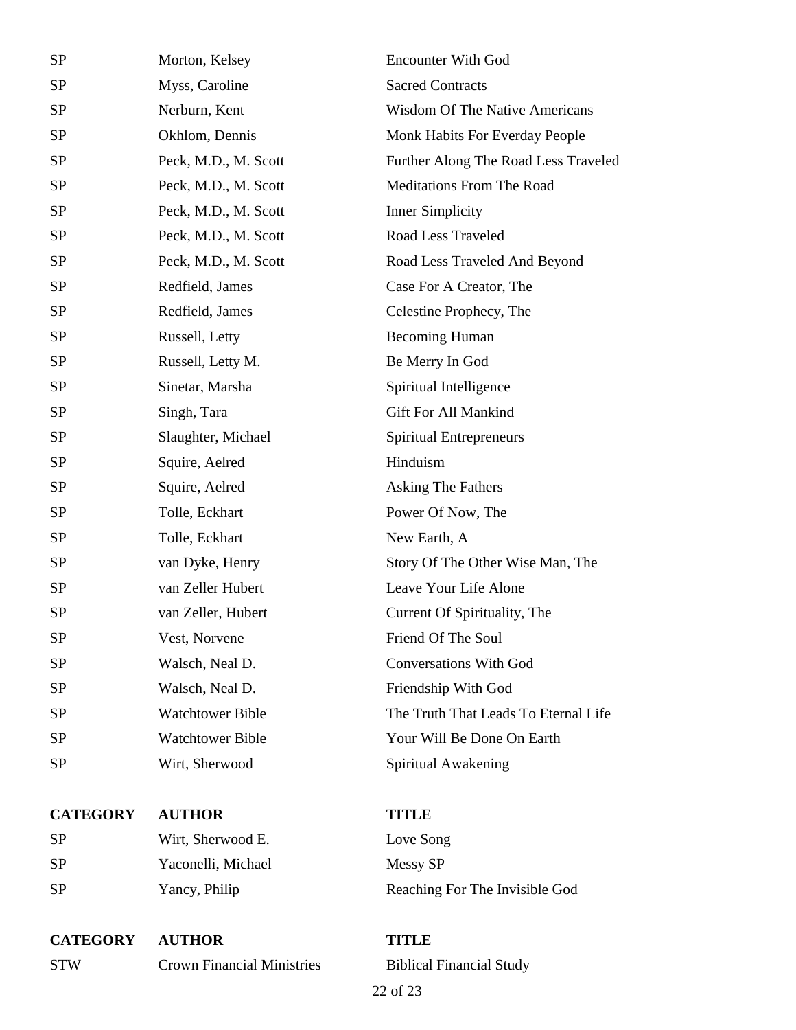| | | |
|---|---|---|
| SP | Morton, Kelsey | Encounter With God |
| SP | Myss, Caroline | Sacred Contracts |
| SP | Nerburn, Kent | Wisdom Of The Native Americans |
| SP | Okhlom, Dennis | Monk Habits For Everday People |
| SP | Peck, M.D., M. Scott | Further Along The Road Less Traveled |
| SP | Peck, M.D., M. Scott | Meditations From The Road |
| SP | Peck, M.D., M. Scott | Inner Simplicity |
| SP | Peck, M.D., M. Scott | Road Less Traveled |
| SP | Peck, M.D., M. Scott | Road Less Traveled And Beyond |
| SP | Redfield, James | Case For A Creator, The |
| SP | Redfield, James | Celestine Prophecy, The |
| SP | Russell, Letty | Becoming Human |
| SP | Russell, Letty M. | Be Merry In God |
| SP | Sinetar, Marsha | Spiritual Intelligence |
| SP | Singh, Tara | Gift For All Mankind |
| SP | Slaughter, Michael | Spiritual Entrepreneurs |
| SP | Squire, Aelred | Hinduism |
| SP | Squire, Aelred | Asking The Fathers |
| SP | Tolle, Eckhart | Power Of Now, The |
| SP | Tolle, Eckhart | New Earth, A |
| SP | van Dyke, Henry | Story Of The Other Wise Man, The |
| SP | van Zeller Hubert | Leave Your Life Alone |
| SP | van Zeller, Hubert | Current Of Spirituality, The |
| SP | Vest, Norvene | Friend Of The Soul |
| SP | Walsch, Neal D. | Conversations With God |
| SP | Walsch, Neal D. | Friendship With God |
| SP | Watchtower Bible | The Truth That Leads To Eternal Life |
| SP | Watchtower Bible | Your Will Be Done On Earth |
| SP | Wirt, Sherwood | Spiritual Awakening |

| **CATEGORY** | **AUTHOR** | **TITLE** |
|---|---|---|
| SP | Wirt, Sherwood E. | Love Song |
| SP | Yaconelli, Michael | Messy SP |
| SP | Yancy, Philip | Reaching For The Invisible God |

| **CATEGORY** | **AUTHOR** | **TITLE** |
|---|---|---|
| STW | Crown Financial Ministries | Biblical Financial Study |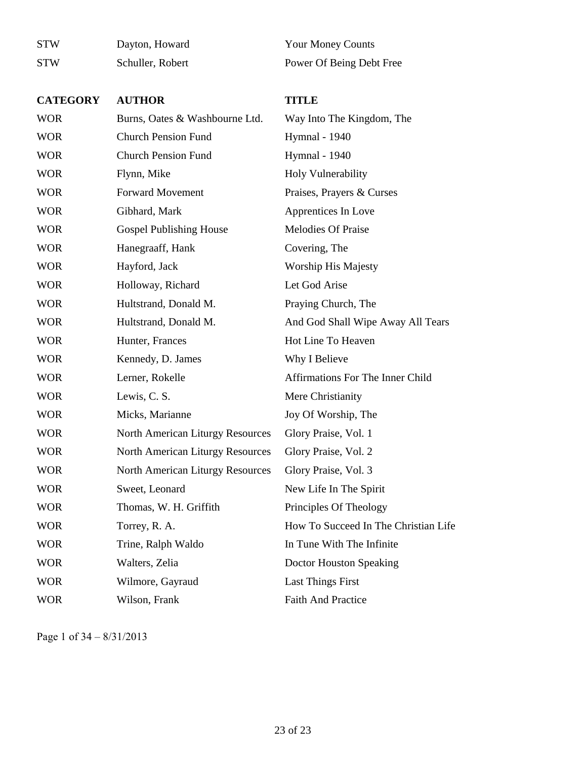| | | |
|---|---|---|
| STW | Dayton, Howard | Your Money Counts |
| STW | Schuller, Robert | Power Of Being Debt Free |

| **CATEGORY** | **AUTHOR** | **TITLE** |
|---|---|---|
| WOR | Burns, Oates & Washbourne Ltd. | Way Into The Kingdom, The |
| WOR | Church Pension Fund | Hymnal - 1940 |
| WOR | Church Pension Fund | Hymnal - 1940 |
| WOR | Flynn, Mike | Holy Vulnerability |
| WOR | Forward Movement | Praises, Prayers & Curses |
| WOR | Gibhard, Mark | Apprentices In Love |
| WOR | Gospel Publishing House | Melodies Of Praise |
| WOR | Hanegraaff, Hank | Covering, The |
| WOR | Hayford, Jack | Worship His Majesty |
| WOR | Holloway, Richard | Let God Arise |
| WOR | Hultstrand, Donald M. | Praying Church, The |
| WOR | Hultstrand, Donald M. | And God Shall Wipe Away All Tears |
| WOR | Hunter, Frances | Hot Line To Heaven |
| WOR | Kennedy, D. James | Why I Believe |
| WOR | Lerner, Rokelle | Affirmations For The Inner Child |
| WOR | Lewis, C. S. | Mere Christianity |
| WOR | Micks, Marianne | Joy Of Worship, The |
| WOR | North American Liturgy Resources | Glory Praise, Vol. 1 |
| WOR | North American Liturgy Resources | Glory Praise, Vol. 2 |
| WOR | North American Liturgy Resources | Glory Praise, Vol. 3 |
| WOR | Sweet, Leonard | New Life In The Spirit |
| WOR | Thomas, W. H. Griffith | Principles Of Theology |
| WOR | Torrey, R. A. | How To Succeed In The Christian Life |
| WOR | Trine, Ralph Waldo | In Tune With The Infinite |
| WOR | Walters, Zelia | Doctor Houston Speaking |
| WOR | Wilmore, Gayraud | Last Things First |
| WOR | Wilson, Frank | Faith And Practice |